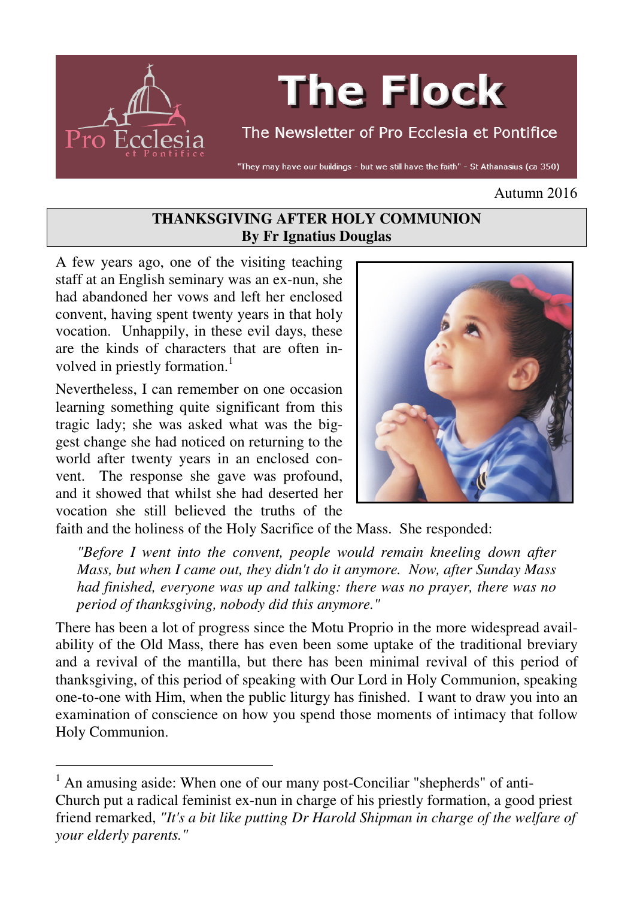# The Flock

The Newsletter of Pro Ecclesia et Pontifice

"They may have our buildings - but we still have the faith" - St Athanasius (ca 350)

Autumn 2016

## THANKSGIVING AFTER HOLY COMMUNION
**By Fr Ignatius Douglas**

A few years ago, one of the visiting teaching staff at an English seminary was an ex-nun, she had abandoned her vows and left her enclosed convent, having spent twenty years in that holy vocation. Unhappily, in these evil days, these are the kinds of characters that are often involved in priestly formation.[1]

Nevertheless, I can remember on one occasion learning something quite significant from this tragic lady; she was asked what was the biggest change she had noticed on returning to the world after twenty years in an enclosed convent. The response she gave was profound, and it showed that whilst she had deserted her vocation she still believed the truths of the faith and the holiness of the Holy Sacrifice of the Mass. She responded:

> *"Before I went into the convent, people would remain kneeling down after Mass, but when I came out, they didn't do it anymore. Now, after Sunday Mass had finished, everyone was up and talking: there was no prayer, there was no period of thanksgiving, nobody did this anymore."*

There has been a lot of progress since the Motu Proprio in the more widespread availability of the Old Mass, there has even been some uptake of the traditional breviary and a revival of the mantilla, but there has been minimal revival of this period of thanksgiving, of this period of speaking with Our Lord in Holy Communion, speaking one-to-one with Him, when the public liturgy has finished. I want to draw you into an examination of conscience on how you spend those moments of intimacy that follow Holy Communion.

---

[1] An amusing aside: When one of our many post-Conciliar "shepherds" of anti-Church put a radical feminist ex-nun in charge of his priestly formation, a good priest friend remarked, *"It's a bit like putting Dr Harold Shipman in charge of the welfare of your elderly parents."*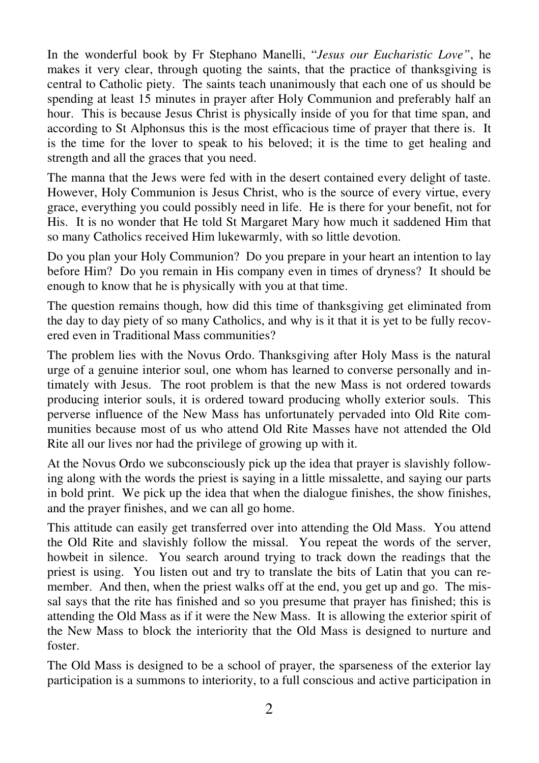In the wonderful book by Fr Stephano Manelli, "*Jesus our Eucharistic Love"*, he makes it very clear, through quoting the saints, that the practice of thanksgiving is central to Catholic piety. The saints teach unanimously that each one of us should be spending at least 15 minutes in prayer after Holy Communion and preferably half an hour. This is because Jesus Christ is physically inside of you for that time span, and according to St Alphonsus this is the most efficacious time of prayer that there is. It is the time for the lover to speak to his beloved; it is the time to get healing and strength and all the graces that you need.

The manna that the Jews were fed with in the desert contained every delight of taste. However, Holy Communion is Jesus Christ, who is the source of every virtue, every grace, everything you could possibly need in life. He is there for your benefit, not for His. It is no wonder that He told St Margaret Mary how much it saddened Him that so many Catholics received Him lukewarmly, with so little devotion.

Do you plan your Holy Communion? Do you prepare in your heart an intention to lay before Him? Do you remain in His company even in times of dryness? It should be enough to know that he is physically with you at that time.

The question remains though, how did this time of thanksgiving get eliminated from the day to day piety of so many Catholics, and why is it that it is yet to be fully recovered even in Traditional Mass communities?

The problem lies with the Novus Ordo. Thanksgiving after Holy Mass is the natural urge of a genuine interior soul, one whom has learned to converse personally and intimately with Jesus. The root problem is that the new Mass is not ordered towards producing interior souls, it is ordered toward producing wholly exterior souls. This perverse influence of the New Mass has unfortunately pervaded into Old Rite communities because most of us who attend Old Rite Masses have not attended the Old Rite all our lives nor had the privilege of growing up with it.

At the Novus Ordo we subconsciously pick up the idea that prayer is slavishly following along with the words the priest is saying in a little missalette, and saying our parts in bold print. We pick up the idea that when the dialogue finishes, the show finishes, and the prayer finishes, and we can all go home.

This attitude can easily get transferred over into attending the Old Mass. You attend the Old Rite and slavishly follow the missal. You repeat the words of the server, howbeit in silence. You search around trying to track down the readings that the priest is using. You listen out and try to translate the bits of Latin that you can remember. And then, when the priest walks off at the end, you get up and go. The missal says that the rite has finished and so you presume that prayer has finished; this is attending the Old Mass as if it were the New Mass. It is allowing the exterior spirit of the New Mass to block the interiority that the Old Mass is designed to nurture and foster.

The Old Mass is designed to be a school of prayer, the sparseness of the exterior lay participation is a summons to interiority, to a full conscious and active participation in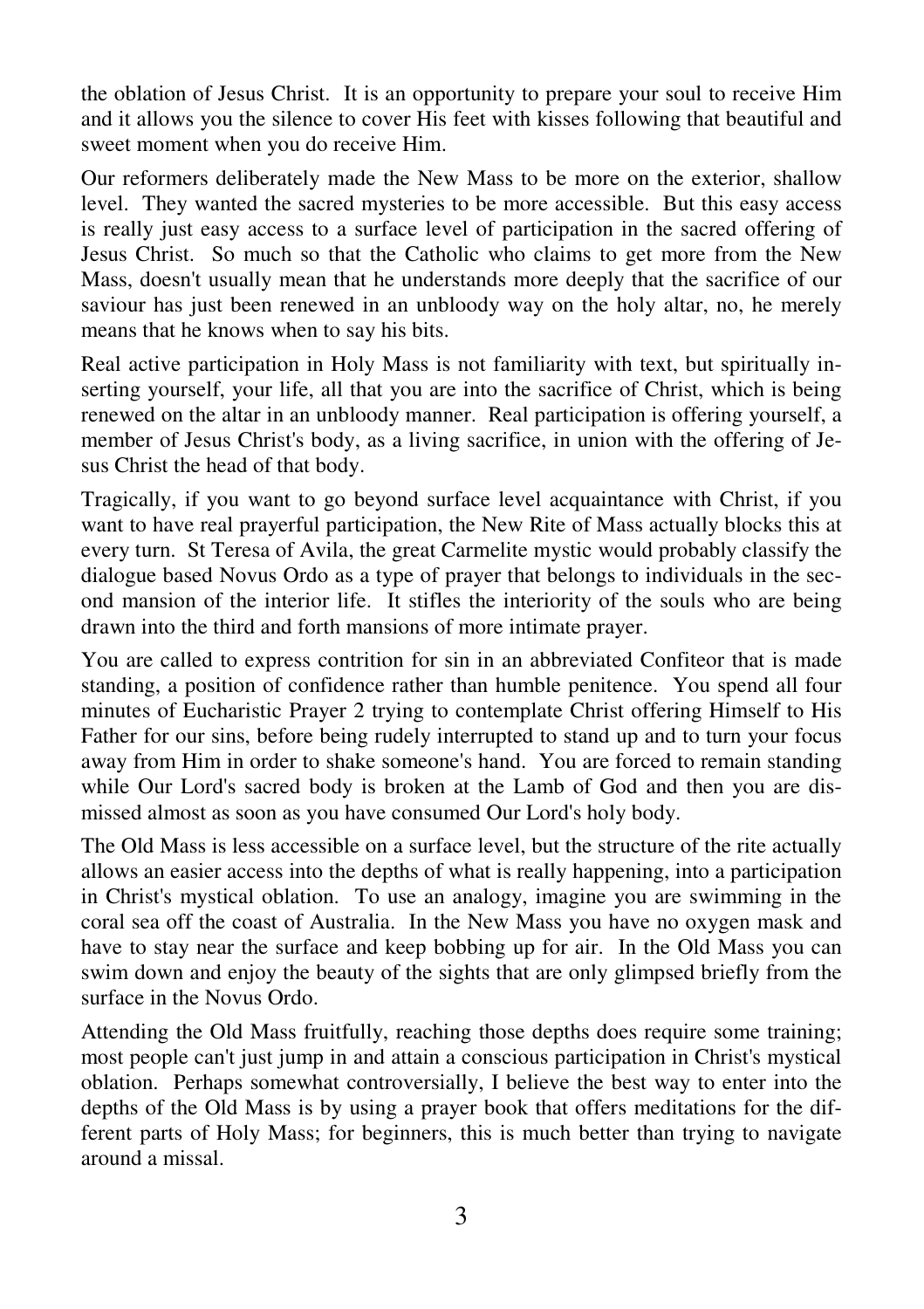the oblation of Jesus Christ. It is an opportunity to prepare your soul to receive Him and it allows you the silence to cover His feet with kisses following that beautiful and sweet moment when you do receive Him.

Our reformers deliberately made the New Mass to be more on the exterior, shallow level. They wanted the sacred mysteries to be more accessible. But this easy access is really just easy access to a surface level of participation in the sacred offering of Jesus Christ. So much so that the Catholic who claims to get more from the New Mass, doesn't usually mean that he understands more deeply that the sacrifice of our saviour has just been renewed in an unbloody way on the holy altar, no, he merely means that he knows when to say his bits.

Real active participation in Holy Mass is not familiarity with text, but spiritually inserting yourself, your life, all that you are into the sacrifice of Christ, which is being renewed on the altar in an unbloody manner. Real participation is offering yourself, a member of Jesus Christ's body, as a living sacrifice, in union with the offering of Jesus Christ the head of that body.

Tragically, if you want to go beyond surface level acquaintance with Christ, if you want to have real prayerful participation, the New Rite of Mass actually blocks this at every turn. St Teresa of Avila, the great Carmelite mystic would probably classify the dialogue based Novus Ordo as a type of prayer that belongs to individuals in the second mansion of the interior life. It stifles the interiority of the souls who are being drawn into the third and forth mansions of more intimate prayer.

You are called to express contrition for sin in an abbreviated Confiteor that is made standing, a position of confidence rather than humble penitence. You spend all four minutes of Eucharistic Prayer 2 trying to contemplate Christ offering Himself to His Father for our sins, before being rudely interrupted to stand up and to turn your focus away from Him in order to shake someone's hand. You are forced to remain standing while Our Lord's sacred body is broken at the Lamb of God and then you are dismissed almost as soon as you have consumed Our Lord's holy body.

The Old Mass is less accessible on a surface level, but the structure of the rite actually allows an easier access into the depths of what is really happening, into a participation in Christ's mystical oblation. To use an analogy, imagine you are swimming in the coral sea off the coast of Australia. In the New Mass you have no oxygen mask and have to stay near the surface and keep bobbing up for air. In the Old Mass you can swim down and enjoy the beauty of the sights that are only glimpsed briefly from the surface in the Novus Ordo.

Attending the Old Mass fruitfully, reaching those depths does require some training; most people can't just jump in and attain a conscious participation in Christ's mystical oblation. Perhaps somewhat controversially, I believe the best way to enter into the depths of the Old Mass is by using a prayer book that offers meditations for the different parts of Holy Mass; for beginners, this is much better than trying to navigate around a missal.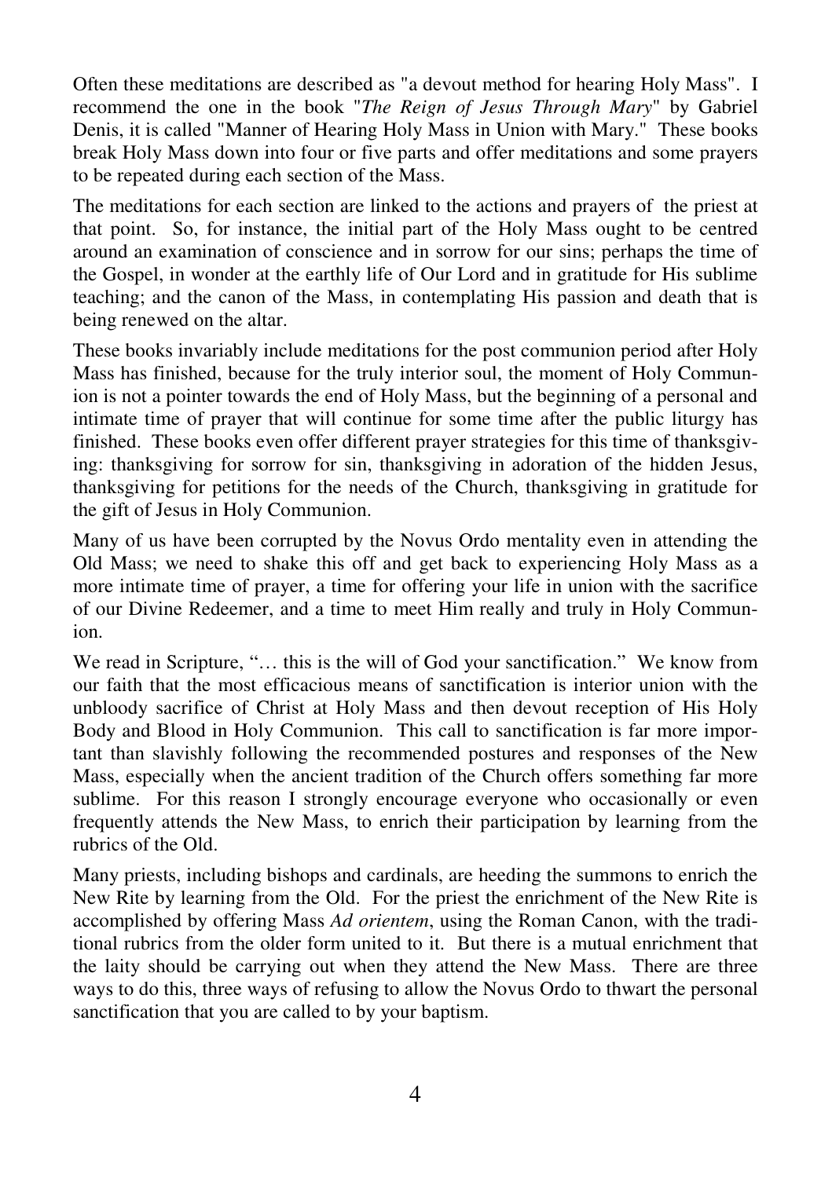Often these meditations are described as "a devout method for hearing Holy Mass". I recommend the one in the book "*The Reign of Jesus Through Mary*" by Gabriel Denis, it is called "Manner of Hearing Holy Mass in Union with Mary." These books break Holy Mass down into four or five parts and offer meditations and some prayers to be repeated during each section of the Mass.

The meditations for each section are linked to the actions and prayers of the priest at that point. So, for instance, the initial part of the Holy Mass ought to be centred around an examination of conscience and in sorrow for our sins; perhaps the time of the Gospel, in wonder at the earthly life of Our Lord and in gratitude for His sublime teaching; and the canon of the Mass, in contemplating His passion and death that is being renewed on the altar.

These books invariably include meditations for the post communion period after Holy Mass has finished, because for the truly interior soul, the moment of Holy Communion is not a pointer towards the end of Holy Mass, but the beginning of a personal and intimate time of prayer that will continue for some time after the public liturgy has finished. These books even offer different prayer strategies for this time of thanksgiving: thanksgiving for sorrow for sin, thanksgiving in adoration of the hidden Jesus, thanksgiving for petitions for the needs of the Church, thanksgiving in gratitude for the gift of Jesus in Holy Communion.

Many of us have been corrupted by the Novus Ordo mentality even in attending the Old Mass; we need to shake this off and get back to experiencing Holy Mass as a more intimate time of prayer, a time for offering your life in union with the sacrifice of our Divine Redeemer, and a time to meet Him really and truly in Holy Communion.

We read in Scripture, "… this is the will of God your sanctification." We know from our faith that the most efficacious means of sanctification is interior union with the unbloody sacrifice of Christ at Holy Mass and then devout reception of His Holy Body and Blood in Holy Communion. This call to sanctification is far more important than slavishly following the recommended postures and responses of the New Mass, especially when the ancient tradition of the Church offers something far more sublime. For this reason I strongly encourage everyone who occasionally or even frequently attends the New Mass, to enrich their participation by learning from the rubrics of the Old.

Many priests, including bishops and cardinals, are heeding the summons to enrich the New Rite by learning from the Old. For the priest the enrichment of the New Rite is accomplished by offering Mass *Ad orientem*, using the Roman Canon, with the traditional rubrics from the older form united to it. But there is a mutual enrichment that the laity should be carrying out when they attend the New Mass. There are three ways to do this, three ways of refusing to allow the Novus Ordo to thwart the personal sanctification that you are called to by your baptism.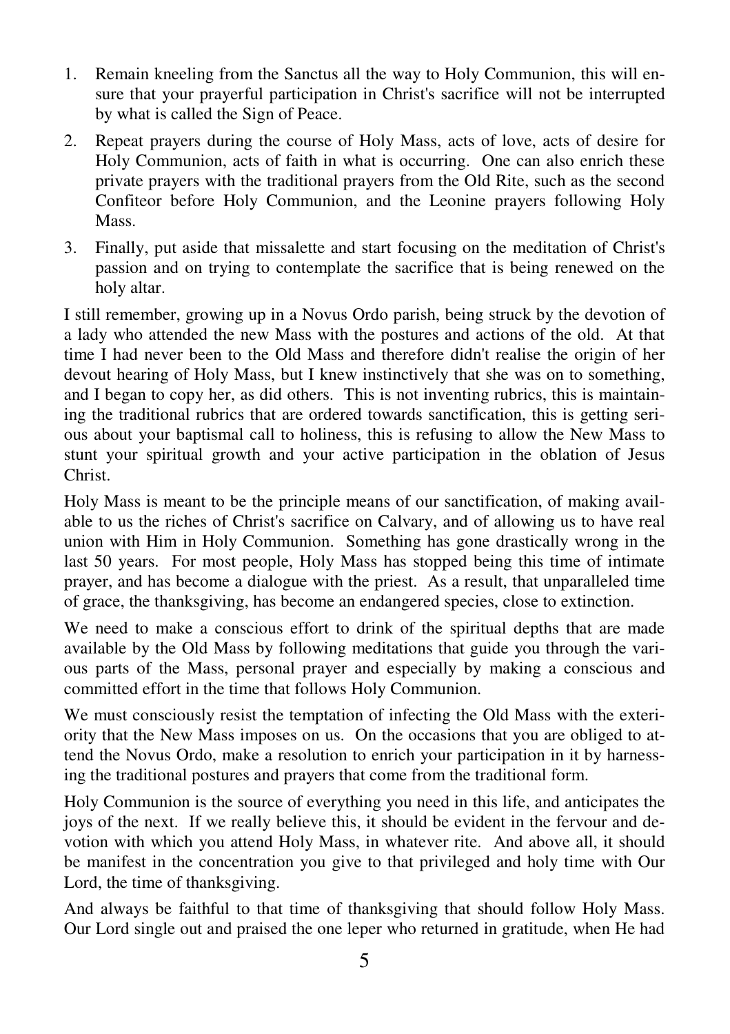1. Remain kneeling from the Sanctus all the way to Holy Communion, this will ensure that your prayerful participation in Christ's sacrifice will not be interrupted by what is called the Sign of Peace.
2. Repeat prayers during the course of Holy Mass, acts of love, acts of desire for Holy Communion, acts of faith in what is occurring. One can also enrich these private prayers with the traditional prayers from the Old Rite, such as the second Confiteor before Holy Communion, and the Leonine prayers following Holy Mass.
3. Finally, put aside that missalette and start focusing on the meditation of Christ's passion and on trying to contemplate the sacrifice that is being renewed on the holy altar.

I still remember, growing up in a Novus Ordo parish, being struck by the devotion of a lady who attended the new Mass with the postures and actions of the old. At that time I had never been to the Old Mass and therefore didn't realise the origin of her devout hearing of Holy Mass, but I knew instinctively that she was on to something, and I began to copy her, as did others. This is not inventing rubrics, this is maintaining the traditional rubrics that are ordered towards sanctification, this is getting serious about your baptismal call to holiness, this is refusing to allow the New Mass to stunt your spiritual growth and your active participation in the oblation of Jesus Christ.

Holy Mass is meant to be the principle means of our sanctification, of making available to us the riches of Christ's sacrifice on Calvary, and of allowing us to have real union with Him in Holy Communion. Something has gone drastically wrong in the last 50 years. For most people, Holy Mass has stopped being this time of intimate prayer, and has become a dialogue with the priest. As a result, that unparalleled time of grace, the thanksgiving, has become an endangered species, close to extinction.

We need to make a conscious effort to drink of the spiritual depths that are made available by the Old Mass by following meditations that guide you through the various parts of the Mass, personal prayer and especially by making a conscious and committed effort in the time that follows Holy Communion.

We must consciously resist the temptation of infecting the Old Mass with the exteriority that the New Mass imposes on us. On the occasions that you are obliged to attend the Novus Ordo, make a resolution to enrich your participation in it by harnessing the traditional postures and prayers that come from the traditional form.

Holy Communion is the source of everything you need in this life, and anticipates the joys of the next. If we really believe this, it should be evident in the fervour and devotion with which you attend Holy Mass, in whatever rite. And above all, it should be manifest in the concentration you give to that privileged and holy time with Our Lord, the time of thanksgiving.

And always be faithful to that time of thanksgiving that should follow Holy Mass. Our Lord single out and praised the one leper who returned in gratitude, when He had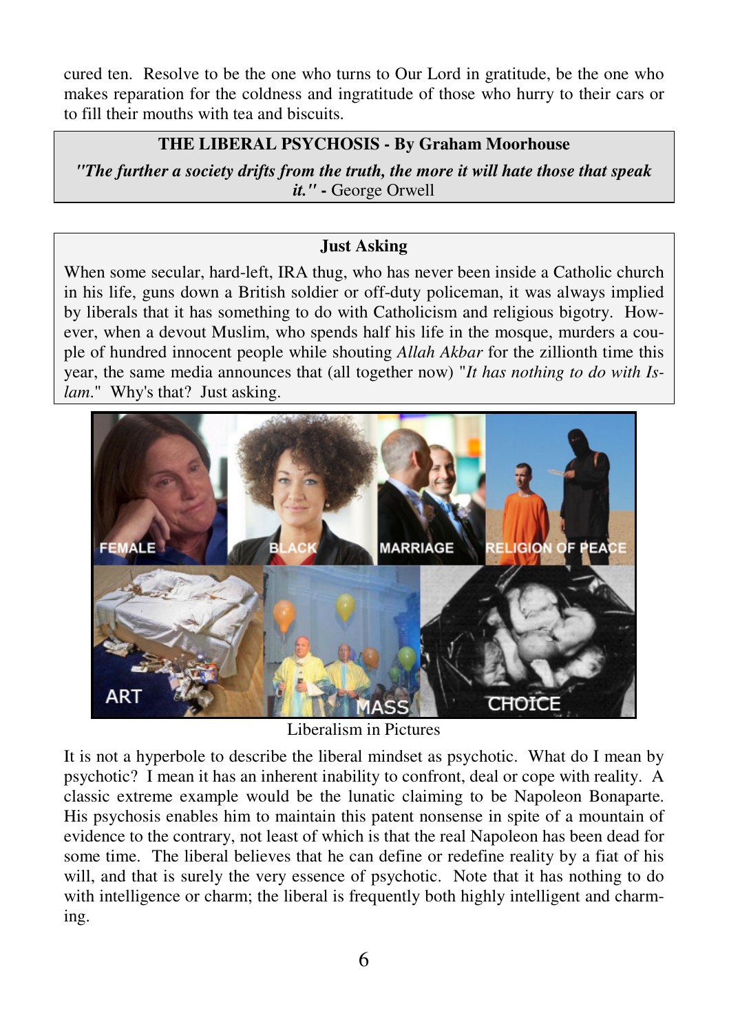cured ten. Resolve to be the one who turns to Our Lord in gratitude, be the one who makes reparation for the coldness and ingratitude of those who hurry to their cars or to fill their mouths with tea and biscuits.

## THE LIBERAL PSYCHOSIS - By Graham Moorhouse

***"The further a society drifts from the truth, the more it will hate those that speak it."*** **-** George Orwell

### Just Asking

When some secular, hard-left, IRA thug, who has never been inside a Catholic church in his life, guns down a British soldier or off-duty policeman, it was always implied by liberals that it has something to do with Catholicism and religious bigotry. However, when a devout Muslim, who spends half his life in the mosque, murders a couple of hundred innocent people while shouting *Allah Akbar* for the zillionth time this year, the same media announces that (all together now) "*It has nothing to do with Islam*." Why's that? Just asking.

Liberalism in Pictures

It is not a hyperbole to describe the liberal mindset as psychotic. What do I mean by psychotic? I mean it has an inherent inability to confront, deal or cope with reality. A classic extreme example would be the lunatic claiming to be Napoleon Bonaparte. His psychosis enables him to maintain this patent nonsense in spite of a mountain of evidence to the contrary, not least of which is that the real Napoleon has been dead for some time. The liberal believes that he can define or redefine reality by a fiat of his will, and that is surely the very essence of psychotic. Note that it has nothing to do with intelligence or charm; the liberal is frequently both highly intelligent and charming.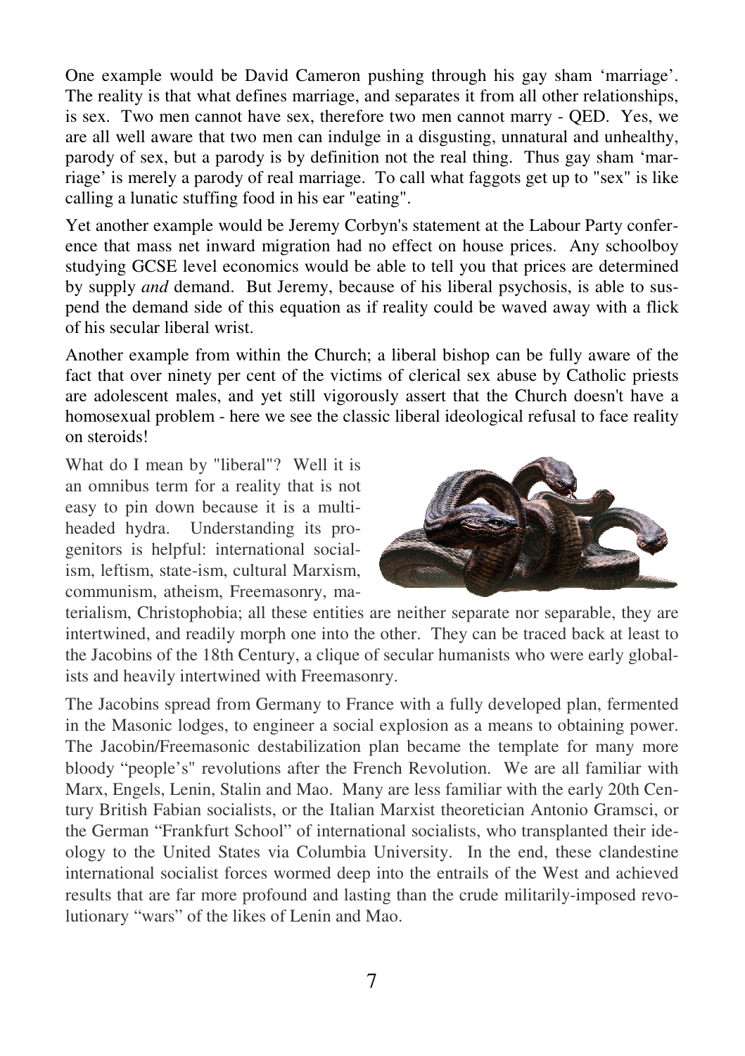One example would be David Cameron pushing through his gay sham 'marriage'. The reality is that what defines marriage, and separates it from all other relationships, is sex. Two men cannot have sex, therefore two men cannot marry - QED. Yes, we are all well aware that two men can indulge in a disgusting, unnatural and unhealthy, parody of sex, but a parody is by definition not the real thing. Thus gay sham 'marriage' is merely a parody of real marriage. To call what faggots get up to "sex" is like calling a lunatic stuffing food in his ear "eating".

Yet another example would be Jeremy Corbyn's statement at the Labour Party conference that mass net inward migration had no effect on house prices. Any schoolboy studying GCSE level economics would be able to tell you that prices are determined by supply *and* demand. But Jeremy, because of his liberal psychosis, is able to suspend the demand side of this equation as if reality could be waved away with a flick of his secular liberal wrist.

Another example from within the Church; a liberal bishop can be fully aware of the fact that over ninety per cent of the victims of clerical sex abuse by Catholic priests are adolescent males, and yet still vigorously assert that the Church doesn't have a homosexual problem - here we see the classic liberal ideological refusal to face reality on steroids!

What do I mean by "liberal"? Well it is an omnibus term for a reality that is not easy to pin down because it is a multi-headed hydra. Understanding its progenitors is helpful: international socialism, leftism, state-ism, cultural Marxism, communism, atheism, Freemasonry, materialism, Christophobia; all these entities are neither separate nor separable, they are intertwined, and readily morph one into the other. They can be traced back at least to the Jacobins of the 18th Century, a clique of secular humanists who were early globalists and heavily intertwined with Freemasonry.

The Jacobins spread from Germany to France with a fully developed plan, fermented in the Masonic lodges, to engineer a social explosion as a means to obtaining power. The Jacobin/Freemasonic destabilization plan became the template for many more bloody "people's" revolutions after the French Revolution. We are all familiar with Marx, Engels, Lenin, Stalin and Mao. Many are less familiar with the early 20th Century British Fabian socialists, or the Italian Marxist theoretician Antonio Gramsci, or the German "Frankfurt School" of international socialists, who transplanted their ideology to the United States via Columbia University. In the end, these clandestine international socialist forces wormed deep into the entrails of the West and achieved results that are far more profound and lasting than the crude militarily-imposed revolutionary "wars" of the likes of Lenin and Mao.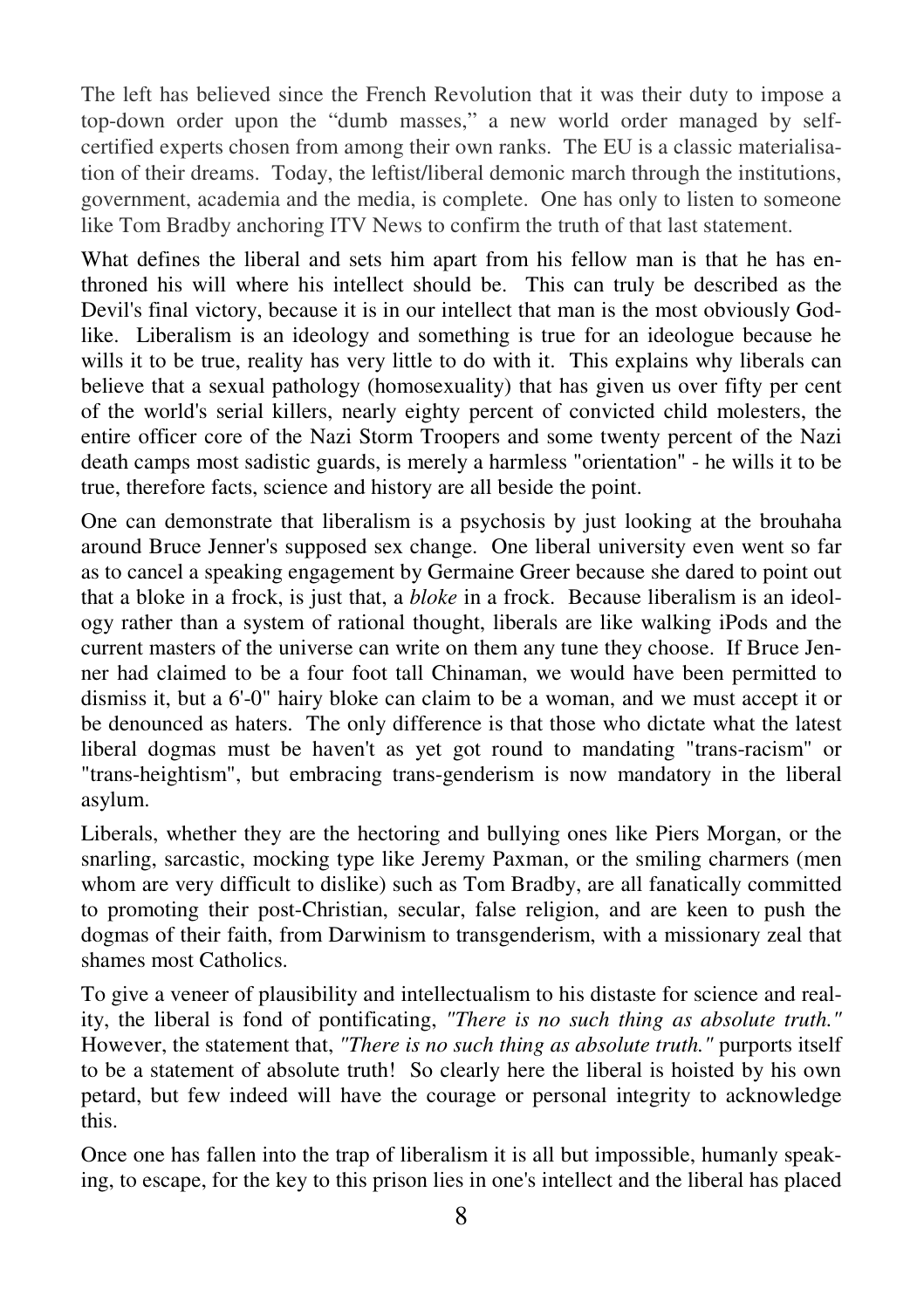The left has believed since the French Revolution that it was their duty to impose a top-down order upon the "dumb masses," a new world order managed by self-certified experts chosen from among their own ranks. The EU is a classic materialisation of their dreams. Today, the leftist/liberal demonic march through the institutions, government, academia and the media, is complete. One has only to listen to someone like Tom Bradby anchoring ITV News to confirm the truth of that last statement.

What defines the liberal and sets him apart from his fellow man is that he has enthroned his will where his intellect should be. This can truly be described as the Devil's final victory, because it is in our intellect that man is the most obviously God-like. Liberalism is an ideology and something is true for an ideologue because he wills it to be true, reality has very little to do with it. This explains why liberals can believe that a sexual pathology (homosexuality) that has given us over fifty per cent of the world's serial killers, nearly eighty percent of convicted child molesters, the entire officer core of the Nazi Storm Troopers and some twenty percent of the Nazi death camps most sadistic guards, is merely a harmless "orientation" - he wills it to be true, therefore facts, science and history are all beside the point.

One can demonstrate that liberalism is a psychosis by just looking at the brouhaha around Bruce Jenner's supposed sex change. One liberal university even went so far as to cancel a speaking engagement by Germaine Greer because she dared to point out that a bloke in a frock, is just that, a *bloke* in a frock. Because liberalism is an ideology rather than a system of rational thought, liberals are like walking iPods and the current masters of the universe can write on them any tune they choose. If Bruce Jenner had claimed to be a four foot tall Chinaman, we would have been permitted to dismiss it, but a 6'-0" hairy bloke can claim to be a woman, and we must accept it or be denounced as haters. The only difference is that those who dictate what the latest liberal dogmas must be haven't as yet got round to mandating "trans-racism" or "trans-heightism", but embracing trans-genderism is now mandatory in the liberal asylum.

Liberals, whether they are the hectoring and bullying ones like Piers Morgan, or the snarling, sarcastic, mocking type like Jeremy Paxman, or the smiling charmers (men whom are very difficult to dislike) such as Tom Bradby, are all fanatically committed to promoting their post-Christian, secular, false religion, and are keen to push the dogmas of their faith, from Darwinism to transgenderism, with a missionary zeal that shames most Catholics.

To give a veneer of plausibility and intellectualism to his distaste for science and reality, the liberal is fond of pontificating, *"There is no such thing as absolute truth."* However, the statement that, *"There is no such thing as absolute truth."* purports itself to be a statement of absolute truth! So clearly here the liberal is hoisted by his own petard, but few indeed will have the courage or personal integrity to acknowledge this.

Once one has fallen into the trap of liberalism it is all but impossible, humanly speaking, to escape, for the key to this prison lies in one's intellect and the liberal has placed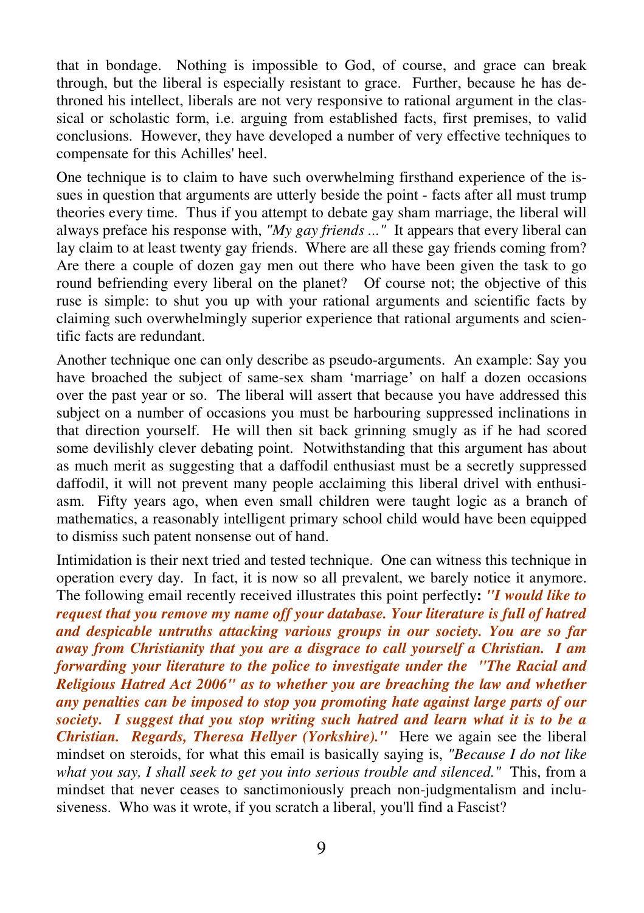that in bondage. Nothing is impossible to God, of course, and grace can break through, but the liberal is especially resistant to grace. Further, because he has dethroned his intellect, liberals are not very responsive to rational argument in the classical or scholastic form, i.e. arguing from established facts, first premises, to valid conclusions. However, they have developed a number of very effective techniques to compensate for this Achilles' heel.

One technique is to claim to have such overwhelming firsthand experience of the issues in question that arguments are utterly beside the point - facts after all must trump theories every time. Thus if you attempt to debate gay sham marriage, the liberal will always preface his response with, *"My gay friends ..."* It appears that every liberal can lay claim to at least twenty gay friends. Where are all these gay friends coming from? Are there a couple of dozen gay men out there who have been given the task to go round befriending every liberal on the planet? Of course not; the objective of this ruse is simple: to shut you up with your rational arguments and scientific facts by claiming such overwhelmingly superior experience that rational arguments and scientific facts are redundant.

Another technique one can only describe as pseudo-arguments. An example: Say you have broached the subject of same-sex sham 'marriage' on half a dozen occasions over the past year or so. The liberal will assert that because you have addressed this subject on a number of occasions you must be harbouring suppressed inclinations in that direction yourself. He will then sit back grinning smugly as if he had scored some devilishly clever debating point. Notwithstanding that this argument has about as much merit as suggesting that a daffodil enthusiast must be a secretly suppressed daffodil, it will not prevent many people acclaiming this liberal drivel with enthusiasm. Fifty years ago, when even small children were taught logic as a branch of mathematics, a reasonably intelligent primary school child would have been equipped to dismiss such patent nonsense out of hand.

Intimidation is their next tried and tested technique. One can witness this technique in operation every day. In fact, it is now so all prevalent, we barely notice it anymore. The following email recently received illustrates this point perfectly**:** ***"I would like to request that you remove my name off your database. Your literature is full of hatred and despicable untruths attacking various groups in our society. You are so far away from Christianity that you are a disgrace to call yourself a Christian. I am forwarding your literature to the police to investigate under the "The Racial and Religious Hatred Act 2006" as to whether you are breaching the law and whether any penalties can be imposed to stop you promoting hate against large parts of our society. I suggest that you stop writing such hatred and learn what it is to be a Christian. Regards, Theresa Hellyer (Yorkshire)."*** Here we again see the liberal mindset on steroids, for what this email is basically saying is, *"Because I do not like what you say, I shall seek to get you into serious trouble and silenced."* This, from a mindset that never ceases to sanctimoniously preach non-judgmentalism and inclusiveness. Who was it wrote, if you scratch a liberal, you'll find a Fascist?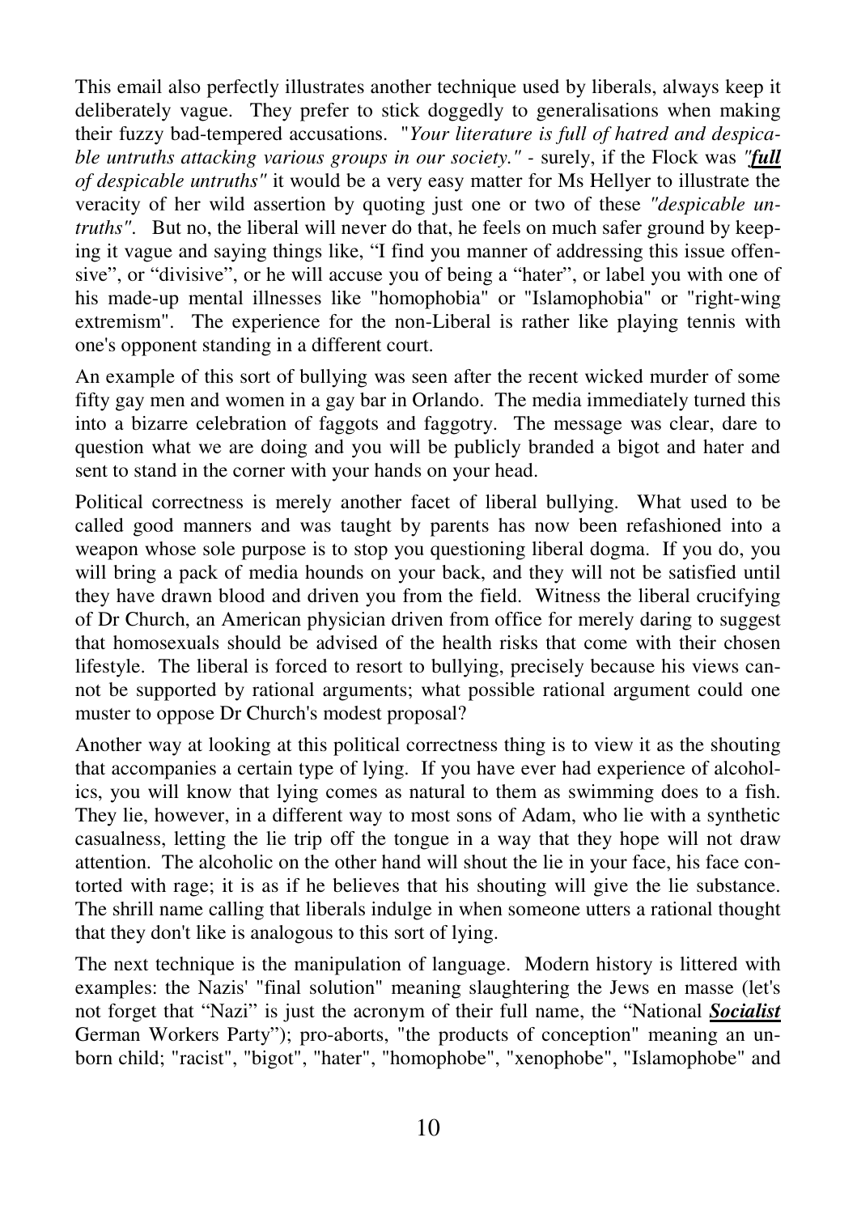This email also perfectly illustrates another technique used by liberals, always keep it deliberately vague. They prefer to stick doggedly to generalisations when making their fuzzy bad-tempered accusations. "*Your literature is full of hatred and despicable untruths attacking various groups in our society."* - surely, if the Flock was *"**full** of despicable untruths"* it would be a very easy matter for Ms Hellyer to illustrate the veracity of her wild assertion by quoting just one or two of these *"despicable untruths"*. But no, the liberal will never do that, he feels on much safer ground by keeping it vague and saying things like, "I find you manner of addressing this issue offensive", or "divisive", or he will accuse you of being a "hater", or label you with one of his made-up mental illnesses like "homophobia" or "Islamophobia" or "right-wing extremism". The experience for the non-Liberal is rather like playing tennis with one's opponent standing in a different court.

An example of this sort of bullying was seen after the recent wicked murder of some fifty gay men and women in a gay bar in Orlando. The media immediately turned this into a bizarre celebration of faggots and faggotry. The message was clear, dare to question what we are doing and you will be publicly branded a bigot and hater and sent to stand in the corner with your hands on your head.

Political correctness is merely another facet of liberal bullying. What used to be called good manners and was taught by parents has now been refashioned into a weapon whose sole purpose is to stop you questioning liberal dogma. If you do, you will bring a pack of media hounds on your back, and they will not be satisfied until they have drawn blood and driven you from the field. Witness the liberal crucifying of Dr Church, an American physician driven from office for merely daring to suggest that homosexuals should be advised of the health risks that come with their chosen lifestyle. The liberal is forced to resort to bullying, precisely because his views cannot be supported by rational arguments; what possible rational argument could one muster to oppose Dr Church's modest proposal?

Another way at looking at this political correctness thing is to view it as the shouting that accompanies a certain type of lying. If you have ever had experience of alcoholics, you will know that lying comes as natural to them as swimming does to a fish. They lie, however, in a different way to most sons of Adam, who lie with a synthetic casualness, letting the lie trip off the tongue in a way that they hope will not draw attention. The alcoholic on the other hand will shout the lie in your face, his face contorted with rage; it is as if he believes that his shouting will give the lie substance. The shrill name calling that liberals indulge in when someone utters a rational thought that they don't like is analogous to this sort of lying.

The next technique is the manipulation of language. Modern history is littered with examples: the Nazis' "final solution" meaning slaughtering the Jews en masse (let's not forget that "Nazi" is just the acronym of their full name, the "National ***Socialist*** German Workers Party"); pro-aborts, "the products of conception" meaning an unborn child; "racist", "bigot", "hater", "homophobe", "xenophobe", "Islamophobe" and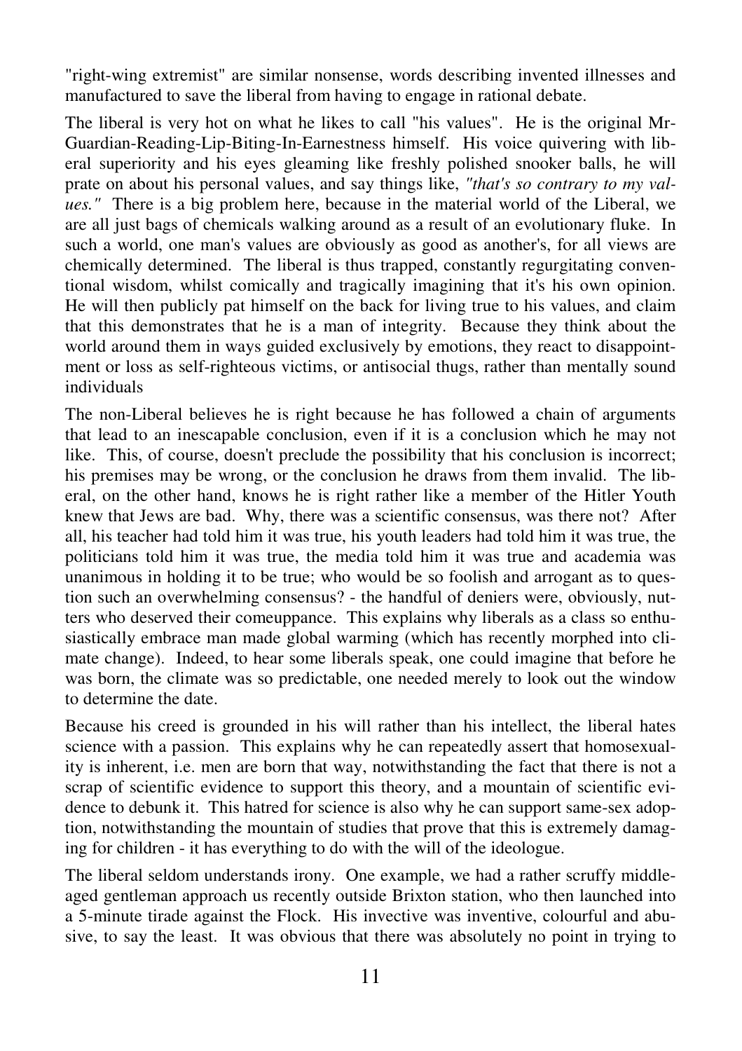"right-wing extremist" are similar nonsense, words describing invented illnesses and manufactured to save the liberal from having to engage in rational debate.

The liberal is very hot on what he likes to call "his values". He is the original Mr-Guardian-Reading-Lip-Biting-In-Earnestness himself. His voice quivering with liberal superiority and his eyes gleaming like freshly polished snooker balls, he will prate on about his personal values, and say things like, *"that's so contrary to my values."* There is a big problem here, because in the material world of the Liberal, we are all just bags of chemicals walking around as a result of an evolutionary fluke. In such a world, one man's values are obviously as good as another's, for all views are chemically determined. The liberal is thus trapped, constantly regurgitating conventional wisdom, whilst comically and tragically imagining that it's his own opinion. He will then publicly pat himself on the back for living true to his values, and claim that this demonstrates that he is a man of integrity. Because they think about the world around them in ways guided exclusively by emotions, they react to disappointment or loss as self-righteous victims, or antisocial thugs, rather than mentally sound individuals

The non-Liberal believes he is right because he has followed a chain of arguments that lead to an inescapable conclusion, even if it is a conclusion which he may not like. This, of course, doesn't preclude the possibility that his conclusion is incorrect; his premises may be wrong, or the conclusion he draws from them invalid. The liberal, on the other hand, knows he is right rather like a member of the Hitler Youth knew that Jews are bad. Why, there was a scientific consensus, was there not? After all, his teacher had told him it was true, his youth leaders had told him it was true, the politicians told him it was true, the media told him it was true and academia was unanimous in holding it to be true; who would be so foolish and arrogant as to question such an overwhelming consensus? - the handful of deniers were, obviously, nutters who deserved their comeuppance. This explains why liberals as a class so enthusiastically embrace man made global warming (which has recently morphed into climate change). Indeed, to hear some liberals speak, one could imagine that before he was born, the climate was so predictable, one needed merely to look out the window to determine the date.

Because his creed is grounded in his will rather than his intellect, the liberal hates science with a passion. This explains why he can repeatedly assert that homosexuality is inherent, i.e. men are born that way, notwithstanding the fact that there is not a scrap of scientific evidence to support this theory, and a mountain of scientific evidence to debunk it. This hatred for science is also why he can support same-sex adoption, notwithstanding the mountain of studies that prove that this is extremely damaging for children - it has everything to do with the will of the ideologue.

The liberal seldom understands irony. One example, we had a rather scruffy middle-aged gentleman approach us recently outside Brixton station, who then launched into a 5-minute tirade against the Flock. His invective was inventive, colourful and abusive, to say the least. It was obvious that there was absolutely no point in trying to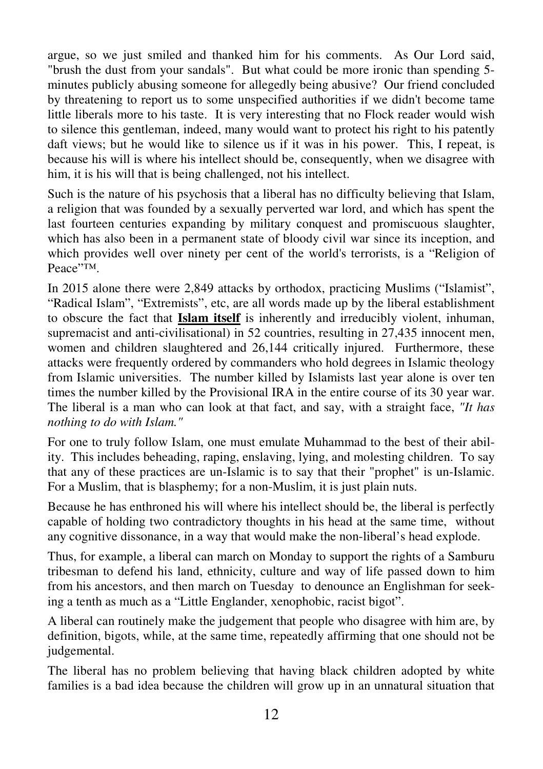argue, so we just smiled and thanked him for his comments. As Our Lord said, "brush the dust from your sandals". But what could be more ironic than spending 5-minutes publicly abusing someone for allegedly being abusive? Our friend concluded by threatening to report us to some unspecified authorities if we didn't become tame little liberals more to his taste. It is very interesting that no Flock reader would wish to silence this gentleman, indeed, many would want to protect his right to his patently daft views; but he would like to silence us if it was in his power. This, I repeat, is because his will is where his intellect should be, consequently, when we disagree with him, it is his will that is being challenged, not his intellect.

Such is the nature of his psychosis that a liberal has no difficulty believing that Islam, a religion that was founded by a sexually perverted war lord, and which has spent the last fourteen centuries expanding by military conquest and promiscuous slaughter, which has also been in a permanent state of bloody civil war since its inception, and which provides well over ninety per cent of the world's terrorists, is a "Religion of Peace"™.

In 2015 alone there were 2,849 attacks by orthodox, practicing Muslims ("Islamist", "Radical Islam", "Extremists", etc, are all words made up by the liberal establishment to obscure the fact that **Islam itself** is inherently and irreducibly violent, inhuman, supremacist and anti-civilisational) in 52 countries, resulting in 27,435 innocent men, women and children slaughtered and 26,144 critically injured. Furthermore, these attacks were frequently ordered by commanders who hold degrees in Islamic theology from Islamic universities. The number killed by Islamists last year alone is over ten times the number killed by the Provisional IRA in the entire course of its 30 year war. The liberal is a man who can look at that fact, and say, with a straight face, *"It has nothing to do with Islam."*

For one to truly follow Islam, one must emulate Muhammad to the best of their ability. This includes beheading, raping, enslaving, lying, and molesting children. To say that any of these practices are un-Islamic is to say that their "prophet" is un-Islamic. For a Muslim, that is blasphemy; for a non-Muslim, it is just plain nuts.

Because he has enthroned his will where his intellect should be, the liberal is perfectly capable of holding two contradictory thoughts in his head at the same time, without any cognitive dissonance, in a way that would make the non-liberal's head explode.

Thus, for example, a liberal can march on Monday to support the rights of a Samburu tribesman to defend his land, ethnicity, culture and way of life passed down to him from his ancestors, and then march on Tuesday to denounce an Englishman for seeking a tenth as much as a "Little Englander, xenophobic, racist bigot".

A liberal can routinely make the judgement that people who disagree with him are, by definition, bigots, while, at the same time, repeatedly affirming that one should not be judgemental.

The liberal has no problem believing that having black children adopted by white families is a bad idea because the children will grow up in an unnatural situation that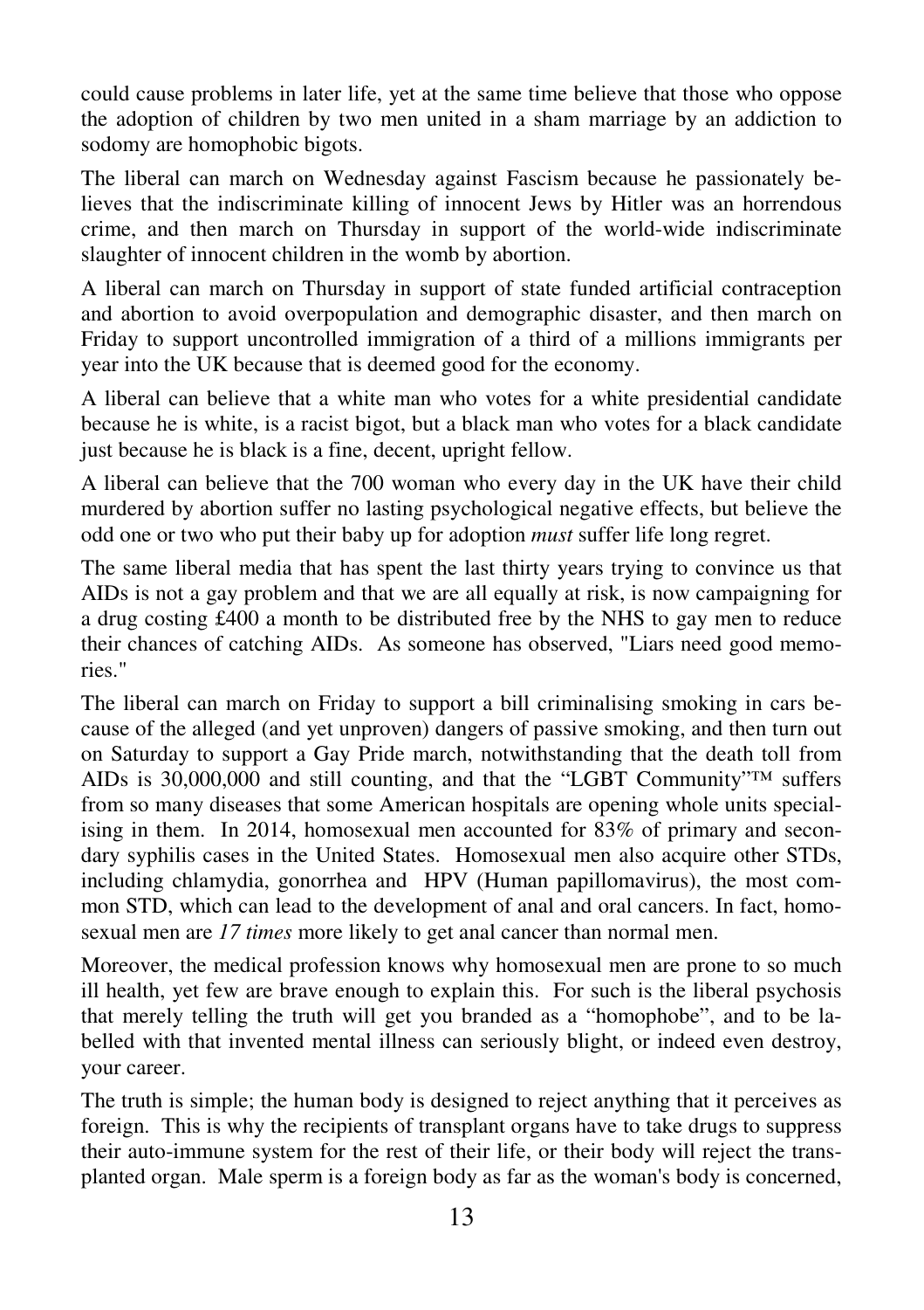could cause problems in later life, yet at the same time believe that those who oppose the adoption of children by two men united in a sham marriage by an addiction to sodomy are homophobic bigots.

The liberal can march on Wednesday against Fascism because he passionately believes that the indiscriminate killing of innocent Jews by Hitler was an horrendous crime, and then march on Thursday in support of the world-wide indiscriminate slaughter of innocent children in the womb by abortion.

A liberal can march on Thursday in support of state funded artificial contraception and abortion to avoid overpopulation and demographic disaster, and then march on Friday to support uncontrolled immigration of a third of a millions immigrants per year into the UK because that is deemed good for the economy.

A liberal can believe that a white man who votes for a white presidential candidate because he is white, is a racist bigot, but a black man who votes for a black candidate just because he is black is a fine, decent, upright fellow.

A liberal can believe that the 700 woman who every day in the UK have their child murdered by abortion suffer no lasting psychological negative effects, but believe the odd one or two who put their baby up for adoption *must* suffer life long regret.

The same liberal media that has spent the last thirty years trying to convince us that AIDs is not a gay problem and that we are all equally at risk, is now campaigning for a drug costing £400 a month to be distributed free by the NHS to gay men to reduce their chances of catching AIDs. As someone has observed, "Liars need good memories."

The liberal can march on Friday to support a bill criminalising smoking in cars because of the alleged (and yet unproven) dangers of passive smoking, and then turn out on Saturday to support a Gay Pride march, notwithstanding that the death toll from AIDs is 30,000,000 and still counting, and that the "LGBT Community"™ suffers from so many diseases that some American hospitals are opening whole units specialising in them. In 2014, homosexual men accounted for 83% of primary and secondary syphilis cases in the United States. Homosexual men also acquire other STDs, including chlamydia, gonorrhea and HPV (Human papillomavirus), the most common STD, which can lead to the development of anal and oral cancers. In fact, homosexual men are *17 times* more likely to get anal cancer than normal men.

Moreover, the medical profession knows why homosexual men are prone to so much ill health, yet few are brave enough to explain this. For such is the liberal psychosis that merely telling the truth will get you branded as a "homophobe", and to be labelled with that invented mental illness can seriously blight, or indeed even destroy, your career.

The truth is simple; the human body is designed to reject anything that it perceives as foreign. This is why the recipients of transplant organs have to take drugs to suppress their auto-immune system for the rest of their life, or their body will reject the transplanted organ. Male sperm is a foreign body as far as the woman's body is concerned,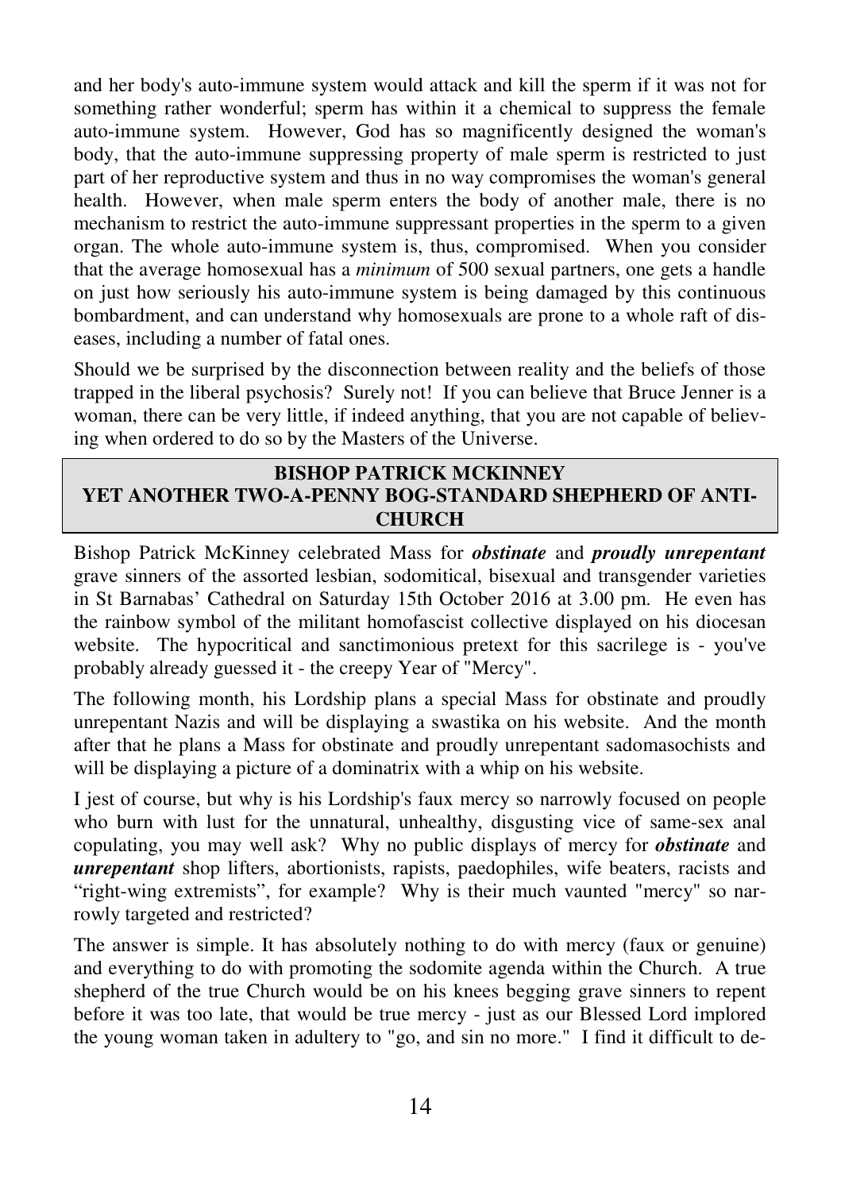and her body's auto-immune system would attack and kill the sperm if it was not for something rather wonderful; sperm has within it a chemical to suppress the female auto-immune system. However, God has so magnificently designed the woman's body, that the auto-immune suppressing property of male sperm is restricted to just part of her reproductive system and thus in no way compromises the woman's general health. However, when male sperm enters the body of another male, there is no mechanism to restrict the auto-immune suppressant properties in the sperm to a given organ. The whole auto-immune system is, thus, compromised. When you consider that the average homosexual has a *minimum* of 500 sexual partners, one gets a handle on just how seriously his auto-immune system is being damaged by this continuous bombardment, and can understand why homosexuals are prone to a whole raft of diseases, including a number of fatal ones.

Should we be surprised by the disconnection between reality and the beliefs of those trapped in the liberal psychosis? Surely not! If you can believe that Bruce Jenner is a woman, there can be very little, if indeed anything, that you are not capable of believing when ordered to do so by the Masters of the Universe.

## BISHOP PATRICK MCKINNEY
## YET ANOTHER TWO-A-PENNY BOG-STANDARD SHEPHERD OF ANTI-CHURCH

Bishop Patrick McKinney celebrated Mass for ***obstinate*** and ***proudly unrepentant*** grave sinners of the assorted lesbian, sodomitical, bisexual and transgender varieties in St Barnabas' Cathedral on Saturday 15th October 2016 at 3.00 pm. He even has the rainbow symbol of the militant homofascist collective displayed on his diocesan website. The hypocritical and sanctimonious pretext for this sacrilege is - you've probably already guessed it - the creepy Year of "Mercy".

The following month, his Lordship plans a special Mass for obstinate and proudly unrepentant Nazis and will be displaying a swastika on his website. And the month after that he plans a Mass for obstinate and proudly unrepentant sadomasochists and will be displaying a picture of a dominatrix with a whip on his website.

I jest of course, but why is his Lordship's faux mercy so narrowly focused on people who burn with lust for the unnatural, unhealthy, disgusting vice of same-sex anal copulating, you may well ask? Why no public displays of mercy for ***obstinate*** and ***unrepentant*** shop lifters, abortionists, rapists, paedophiles, wife beaters, racists and "right-wing extremists", for example? Why is their much vaunted "mercy" so narrowly targeted and restricted?

The answer is simple. It has absolutely nothing to do with mercy (faux or genuine) and everything to do with promoting the sodomite agenda within the Church. A true shepherd of the true Church would be on his knees begging grave sinners to repent before it was too late, that would be true mercy - just as our Blessed Lord implored the young woman taken in adultery to "go, and sin no more." I find it difficult to de-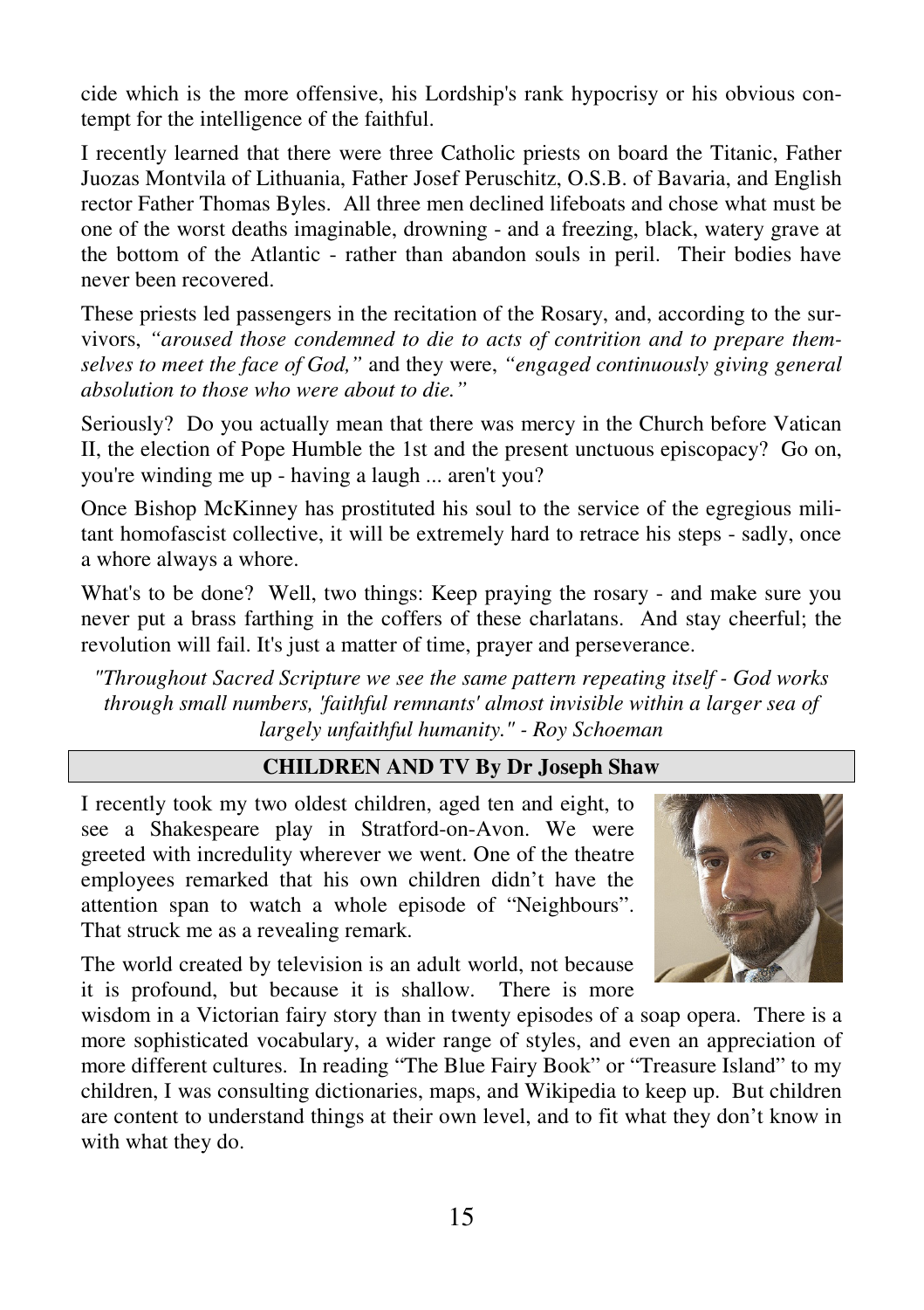cide which is the more offensive, his Lordship's rank hypocrisy or his obvious contempt for the intelligence of the faithful.

I recently learned that there were three Catholic priests on board the Titanic, Father Juozas Montvila of Lithuania, Father Josef Peruschitz, O.S.B. of Bavaria, and English rector Father Thomas Byles. All three men declined lifeboats and chose what must be one of the worst deaths imaginable, drowning - and a freezing, black, watery grave at the bottom of the Atlantic - rather than abandon souls in peril. Their bodies have never been recovered.

These priests led passengers in the recitation of the Rosary, and, according to the survivors, *"aroused those condemned to die to acts of contrition and to prepare themselves to meet the face of God,"* and they were, *"engaged continuously giving general absolution to those who were about to die."*

Seriously? Do you actually mean that there was mercy in the Church before Vatican II, the election of Pope Humble the 1st and the present unctuous episcopacy? Go on, you're winding me up - having a laugh ... aren't you?

Once Bishop McKinney has prostituted his soul to the service of the egregious militant homofascist collective, it will be extremely hard to retrace his steps - sadly, once a whore always a whore.

What's to be done? Well, two things: Keep praying the rosary - and make sure you never put a brass farthing in the coffers of these charlatans. And stay cheerful; the revolution will fail. It's just a matter of time, prayer and perseverance.

*"Throughout Sacred Scripture we see the same pattern repeating itself - God works through small numbers, 'faithful remnants' almost invisible within a larger sea of largely unfaithful humanity." - Roy Schoeman*

## CHILDREN AND TV By Dr Joseph Shaw

I recently took my two oldest children, aged ten and eight, to see a Shakespeare play in Stratford-on-Avon. We were greeted with incredulity wherever we went. One of the theatre employees remarked that his own children didn't have the attention span to watch a whole episode of "Neighbours". That struck me as a revealing remark.

The world created by television is an adult world, not because it is profound, but because it is shallow. There is more wisdom in a Victorian fairy story than in twenty episodes of a soap opera. There is a more sophisticated vocabulary, a wider range of styles, and even an appreciation of more different cultures. In reading "The Blue Fairy Book" or "Treasure Island" to my children, I was consulting dictionaries, maps, and Wikipedia to keep up. But children are content to understand things at their own level, and to fit what they don't know in with what they do.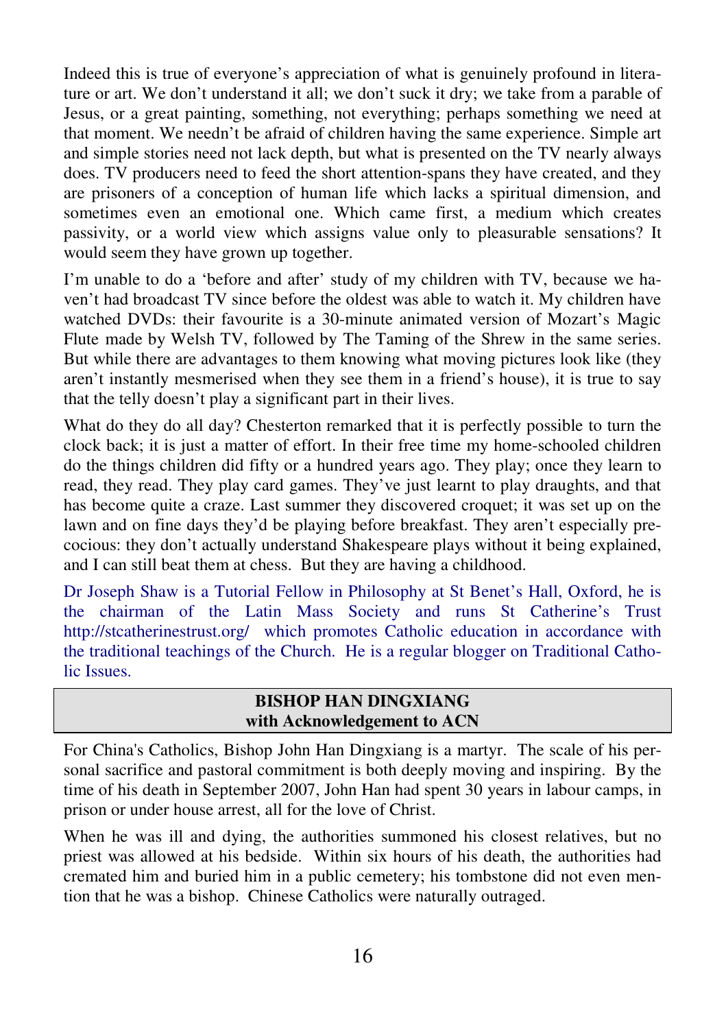Indeed this is true of everyone's appreciation of what is genuinely profound in literature or art. We don't understand it all; we don't suck it dry; we take from a parable of Jesus, or a great painting, something, not everything; perhaps something we need at that moment. We needn't be afraid of children having the same experience. Simple art and simple stories need not lack depth, but what is presented on the TV nearly always does. TV producers need to feed the short attention-spans they have created, and they are prisoners of a conception of human life which lacks a spiritual dimension, and sometimes even an emotional one. Which came first, a medium which creates passivity, or a world view which assigns value only to pleasurable sensations? It would seem they have grown up together.

I'm unable to do a 'before and after' study of my children with TV, because we haven't had broadcast TV since before the oldest was able to watch it. My children have watched DVDs: their favourite is a 30-minute animated version of Mozart's Magic Flute made by Welsh TV, followed by The Taming of the Shrew in the same series. But while there are advantages to them knowing what moving pictures look like (they aren't instantly mesmerised when they see them in a friend's house), it is true to say that the telly doesn't play a significant part in their lives.

What do they do all day? Chesterton remarked that it is perfectly possible to turn the clock back; it is just a matter of effort. In their free time my home-schooled children do the things children did fifty or a hundred years ago. They play; once they learn to read, they read. They play card games. They've just learnt to play draughts, and that has become quite a craze. Last summer they discovered croquet; it was set up on the lawn and on fine days they'd be playing before breakfast. They aren't especially precocious: they don't actually understand Shakespeare plays without it being explained, and I can still beat them at chess. But they are having a childhood.

Dr Joseph Shaw is a Tutorial Fellow in Philosophy at St Benet's Hall, Oxford, he is the chairman of the Latin Mass Society and runs St Catherine's Trust http://stcatherinestrust.org/ which promotes Catholic education in accordance with the traditional teachings of the Church. He is a regular blogger on Traditional Catholic Issues.

## BISHOP HAN DINGXIANG
**with Acknowledgement to ACN**

For China's Catholics, Bishop John Han Dingxiang is a martyr. The scale of his personal sacrifice and pastoral commitment is both deeply moving and inspiring. By the time of his death in September 2007, John Han had spent 30 years in labour camps, in prison or under house arrest, all for the love of Christ.

When he was ill and dying, the authorities summoned his closest relatives, but no priest was allowed at his bedside. Within six hours of his death, the authorities had cremated him and buried him in a public cemetery; his tombstone did not even mention that he was a bishop. Chinese Catholics were naturally outraged.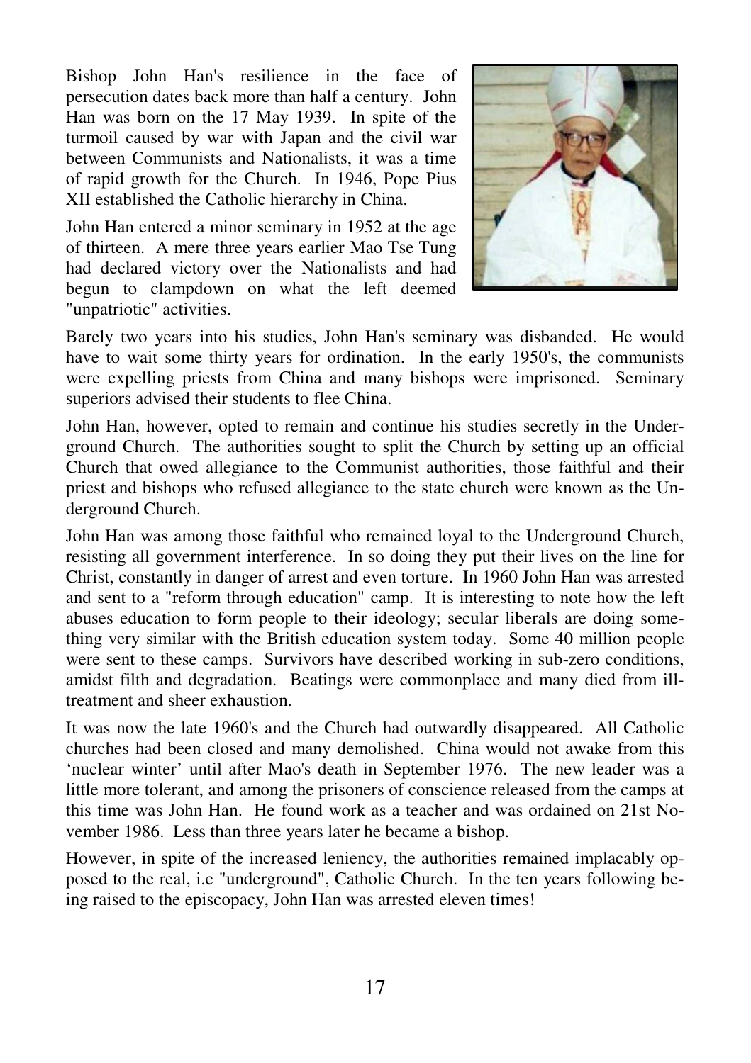Bishop John Han's resilience in the face of persecution dates back more than half a century. John Han was born on the 17 May 1939. In spite of the turmoil caused by war with Japan and the civil war between Communists and Nationalists, it was a time of rapid growth for the Church. In 1946, Pope Pius XII established the Catholic hierarchy in China.

John Han entered a minor seminary in 1952 at the age of thirteen. A mere three years earlier Mao Tse Tung had declared victory over the Nationalists and had begun to clampdown on what the left deemed "unpatriotic" activities.

Barely two years into his studies, John Han's seminary was disbanded. He would have to wait some thirty years for ordination. In the early 1950's, the communists were expelling priests from China and many bishops were imprisoned. Seminary superiors advised their students to flee China.

John Han, however, opted to remain and continue his studies secretly in the Underground Church. The authorities sought to split the Church by setting up an official Church that owed allegiance to the Communist authorities, those faithful and their priest and bishops who refused allegiance to the state church were known as the Underground Church.

John Han was among those faithful who remained loyal to the Underground Church, resisting all government interference. In so doing they put their lives on the line for Christ, constantly in danger of arrest and even torture. In 1960 John Han was arrested and sent to a "reform through education" camp. It is interesting to note how the left abuses education to form people to their ideology; secular liberals are doing something very similar with the British education system today. Some 40 million people were sent to these camps. Survivors have described working in sub-zero conditions, amidst filth and degradation. Beatings were commonplace and many died from ill-treatment and sheer exhaustion.

It was now the late 1960's and the Church had outwardly disappeared. All Catholic churches had been closed and many demolished. China would not awake from this 'nuclear winter' until after Mao's death in September 1976. The new leader was a little more tolerant, and among the prisoners of conscience released from the camps at this time was John Han. He found work as a teacher and was ordained on 21st November 1986. Less than three years later he became a bishop.

However, in spite of the increased leniency, the authorities remained implacably opposed to the real, i.e "underground", Catholic Church. In the ten years following being raised to the episcopacy, John Han was arrested eleven times!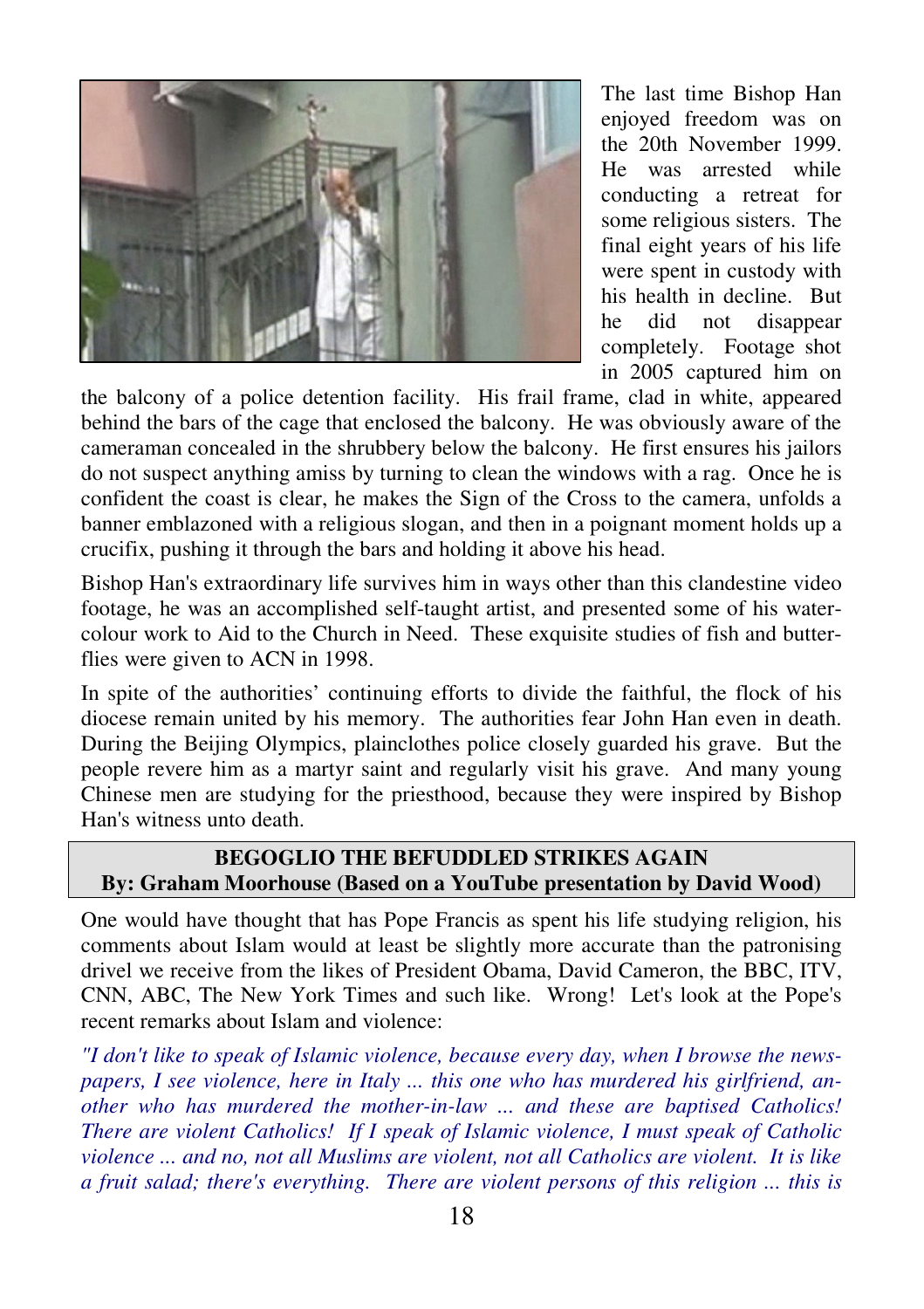The last time Bishop Han enjoyed freedom was on the 20th November 1999. He was arrested while conducting a retreat for some religious sisters. The final eight years of his life were spent in custody with his health in decline. But he did not disappear completely. Footage shot in 2005 captured him on the balcony of a police detention facility. His frail frame, clad in white, appeared behind the bars of the cage that enclosed the balcony. He was obviously aware of the cameraman concealed in the shrubbery below the balcony. He first ensures his jailors do not suspect anything amiss by turning to clean the windows with a rag. Once he is confident the coast is clear, he makes the Sign of the Cross to the camera, unfolds a banner emblazoned with a religious slogan, and then in a poignant moment holds up a crucifix, pushing it through the bars and holding it above his head.

Bishop Han's extraordinary life survives him in ways other than this clandestine video footage, he was an accomplished self-taught artist, and presented some of his water-colour work to Aid to the Church in Need. These exquisite studies of fish and butterflies were given to ACN in 1998.

In spite of the authorities' continuing efforts to divide the faithful, the flock of his diocese remain united by his memory. The authorities fear John Han even in death. During the Beijing Olympics, plainclothes police closely guarded his grave. But the people revere him as a martyr saint and regularly visit his grave. And many young Chinese men are studying for the priesthood, because they were inspired by Bishop Han's witness unto death.

## BEGOGLIO THE BEFUDDLED STRIKES AGAIN
**By: Graham Moorhouse (Based on a YouTube presentation by David Wood)**

One would have thought that has Pope Francis as spent his life studying religion, his comments about Islam would at least be slightly more accurate than the patronising drivel we receive from the likes of President Obama, David Cameron, the BBC, ITV, CNN, ABC, The New York Times and such like. Wrong! Let's look at the Pope's recent remarks about Islam and violence:

*"I don't like to speak of Islamic violence, because every day, when I browse the newspapers, I see violence, here in Italy ... this one who has murdered his girlfriend, another who has murdered the mother-in-law ... and these are baptised Catholics! There are violent Catholics! If I speak of Islamic violence, I must speak of Catholic violence ... and no, not all Muslims are violent, not all Catholics are violent. It is like a fruit salad; there's everything. There are violent persons of this religion ... this is*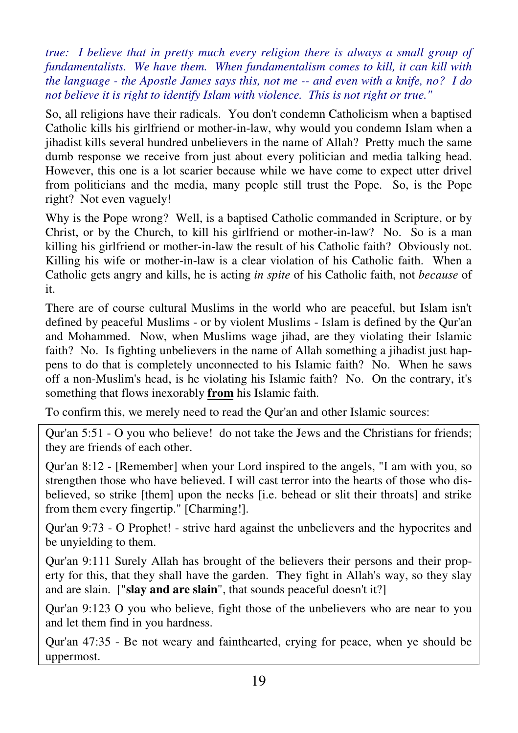*true: I believe that in pretty much every religion there is always a small group of fundamentalists. We have them. When fundamentalism comes to kill, it can kill with the language - the Apostle James says this, not me -- and even with a knife, no? I do not believe it is right to identify Islam with violence. This is not right or true."*

So, all religions have their radicals. You don't condemn Catholicism when a baptised Catholic kills his girlfriend or mother-in-law, why would you condemn Islam when a jihadist kills several hundred unbelievers in the name of Allah? Pretty much the same dumb response we receive from just about every politician and media talking head. However, this one is a lot scarier because while we have come to expect utter drivel from politicians and the media, many people still trust the Pope. So, is the Pope right? Not even vaguely!

Why is the Pope wrong? Well, is a baptised Catholic commanded in Scripture, or by Christ, or by the Church, to kill his girlfriend or mother-in-law? No. So is a man killing his girlfriend or mother-in-law the result of his Catholic faith? Obviously not. Killing his wife or mother-in-law is a clear violation of his Catholic faith. When a Catholic gets angry and kills, he is acting *in spite* of his Catholic faith, not *because* of it.

There are of course cultural Muslims in the world who are peaceful, but Islam isn't defined by peaceful Muslims - or by violent Muslims - Islam is defined by the Qur'an and Mohammed. Now, when Muslims wage jihad, are they violating their Islamic faith? No. Is fighting unbelievers in the name of Allah something a jihadist just happens to do that is completely unconnected to his Islamic faith? No. When he saws off a non-Muslim's head, is he violating his Islamic faith? No. On the contrary, it's something that flows inexorably **<u>from</u>** his Islamic faith.

To confirm this, we merely need to read the Qur'an and other Islamic sources:

> Qur'an 5:51 - O you who believe! do not take the Jews and the Christians for friends; they are friends of each other.
>
> Qur'an 8:12 - [Remember] when your Lord inspired to the angels, "I am with you, so strengthen those who have believed. I will cast terror into the hearts of those who disbelieved, so strike [them] upon the necks [i.e. behead or slit their throats] and strike from them every fingertip." [Charming!].
>
> Qur'an 9:73 - O Prophet! - strive hard against the unbelievers and the hypocrites and be unyielding to them.
>
> Qur'an 9:111 Surely Allah has brought of the believers their persons and their property for this, that they shall have the garden. They fight in Allah's way, so they slay and are slain. ["**slay and are slain**", that sounds peaceful doesn't it?]
>
> Qur'an 9:123 O you who believe, fight those of the unbelievers who are near to you and let them find in you hardness.
>
> Qur'an 47:35 - Be not weary and fainthearted, crying for peace, when ye should be uppermost.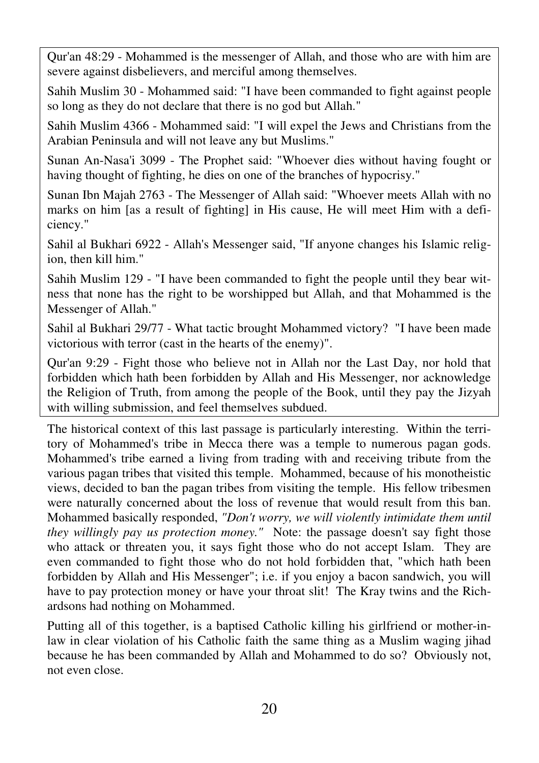Qur'an 48:29 - Mohammed is the messenger of Allah, and those who are with him are severe against disbelievers, and merciful among themselves.

Sahih Muslim 30 - Mohammed said: "I have been commanded to fight against people so long as they do not declare that there is no god but Allah."

Sahih Muslim 4366 - Mohammed said: "I will expel the Jews and Christians from the Arabian Peninsula and will not leave any but Muslims."

Sunan An-Nasa'i 3099 - The Prophet said: "Whoever dies without having fought or having thought of fighting, he dies on one of the branches of hypocrisy."

Sunan Ibn Majah 2763 - The Messenger of Allah said: "Whoever meets Allah with no marks on him [as a result of fighting] in His cause, He will meet Him with a deficiency."

Sahil al Bukhari 6922 - Allah's Messenger said, "If anyone changes his Islamic religion, then kill him."

Sahih Muslim 129 - "I have been commanded to fight the people until they bear witness that none has the right to be worshipped but Allah, and that Mohammed is the Messenger of Allah."

Sahil al Bukhari 29/77 - What tactic brought Mohammed victory? "I have been made victorious with terror (cast in the hearts of the enemy)".

Qur'an 9:29 - Fight those who believe not in Allah nor the Last Day, nor hold that forbidden which hath been forbidden by Allah and His Messenger, nor acknowledge the Religion of Truth, from among the people of the Book, until they pay the Jizyah with willing submission, and feel themselves subdued.

The historical context of this last passage is particularly interesting. Within the territory of Mohammed's tribe in Mecca there was a temple to numerous pagan gods. Mohammed's tribe earned a living from trading with and receiving tribute from the various pagan tribes that visited this temple. Mohammed, because of his monotheistic views, decided to ban the pagan tribes from visiting the temple. His fellow tribesmen were naturally concerned about the loss of revenue that would result from this ban. Mohammed basically responded, *"Don't worry, we will violently intimidate them until they willingly pay us protection money."* Note: the passage doesn't say fight those who attack or threaten you, it says fight those who do not accept Islam. They are even commanded to fight those who do not hold forbidden that, "which hath been forbidden by Allah and His Messenger"; i.e. if you enjoy a bacon sandwich, you will have to pay protection money or have your throat slit! The Kray twins and the Richardsons had nothing on Mohammed.

Putting all of this together, is a baptised Catholic killing his girlfriend or mother-in-law in clear violation of his Catholic faith the same thing as a Muslim waging jihad because he has been commanded by Allah and Mohammed to do so? Obviously not, not even close.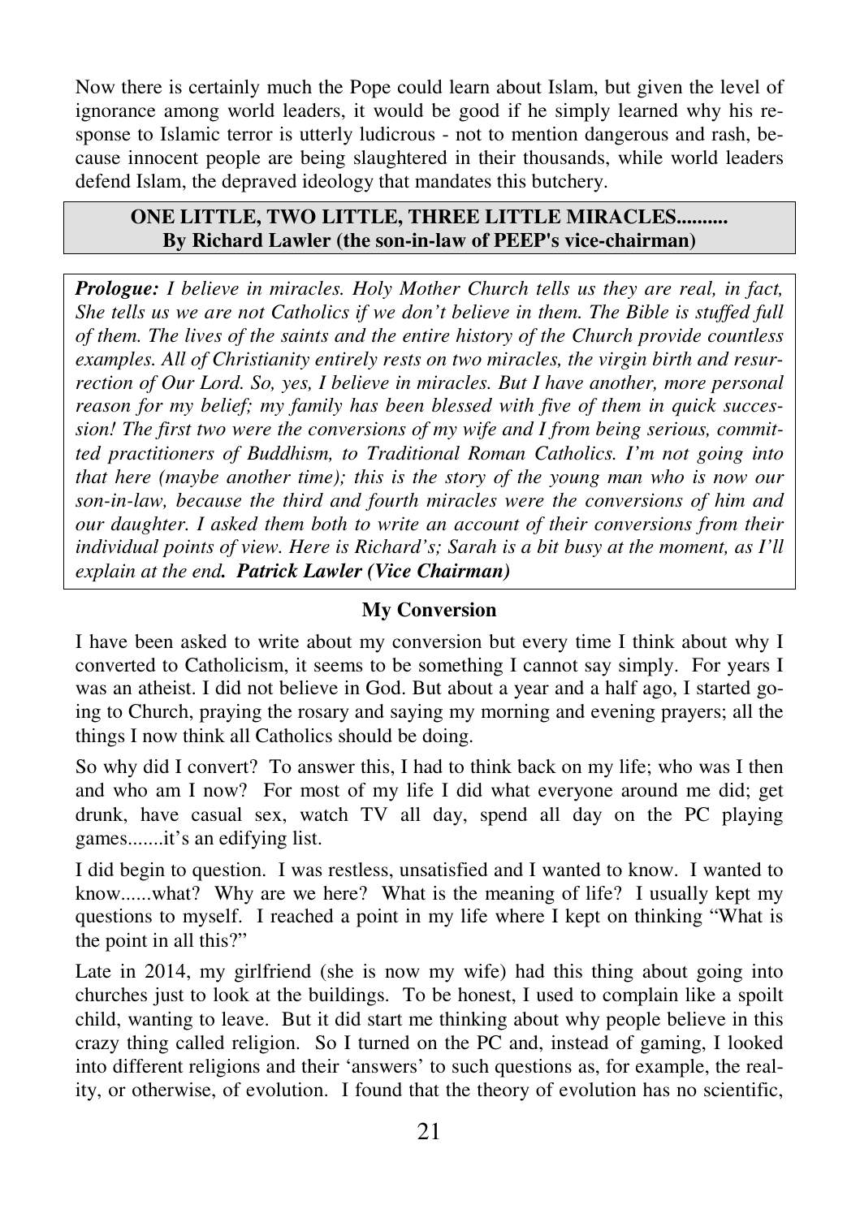Now there is certainly much the Pope could learn about Islam, but given the level of ignorance among world leaders, it would be good if he simply learned why his response to Islamic terror is utterly ludicrous - not to mention dangerous and rash, because innocent people are being slaughtered in their thousands, while world leaders defend Islam, the depraved ideology that mandates this butchery.

## ONE LITTLE, TWO LITTLE, THREE LITTLE MIRACLES..........
**By Richard Lawler (the son-in-law of PEEP's vice-chairman)**

***Prologue:*** *I believe in miracles. Holy Mother Church tells us they are real, in fact, She tells us we are not Catholics if we don't believe in them. The Bible is stuffed full of them. The lives of the saints and the entire history of the Church provide countless examples. All of Christianity entirely rests on two miracles, the virgin birth and resurrection of Our Lord. So, yes, I believe in miracles. But I have another, more personal reason for my belief; my family has been blessed with five of them in quick succession! The first two were the conversions of my wife and I from being serious, committed practitioners of Buddhism, to Traditional Roman Catholics. I'm not going into that here (maybe another time); this is the story of the young man who is now our son-in-law, because the third and fourth miracles were the conversions of him and our daughter. I asked them both to write an account of their conversions from their individual points of view. Here is Richard's; Sarah is a bit busy at the moment, as I'll explain at the end.* ***Patrick Lawler (Vice Chairman)***

### My Conversion

I have been asked to write about my conversion but every time I think about why I converted to Catholicism, it seems to be something I cannot say simply. For years I was an atheist. I did not believe in God. But about a year and a half ago, I started going to Church, praying the rosary and saying my morning and evening prayers; all the things I now think all Catholics should be doing.

So why did I convert? To answer this, I had to think back on my life; who was I then and who am I now? For most of my life I did what everyone around me did; get drunk, have casual sex, watch TV all day, spend all day on the PC playing games.......it's an edifying list.

I did begin to question. I was restless, unsatisfied and I wanted to know. I wanted to know......what? Why are we here? What is the meaning of life? I usually kept my questions to myself. I reached a point in my life where I kept on thinking "What is the point in all this?"

Late in 2014, my girlfriend (she is now my wife) had this thing about going into churches just to look at the buildings. To be honest, I used to complain like a spoilt child, wanting to leave. But it did start me thinking about why people believe in this crazy thing called religion. So I turned on the PC and, instead of gaming, I looked into different religions and their 'answers' to such questions as, for example, the reality, or otherwise, of evolution. I found that the theory of evolution has no scientific,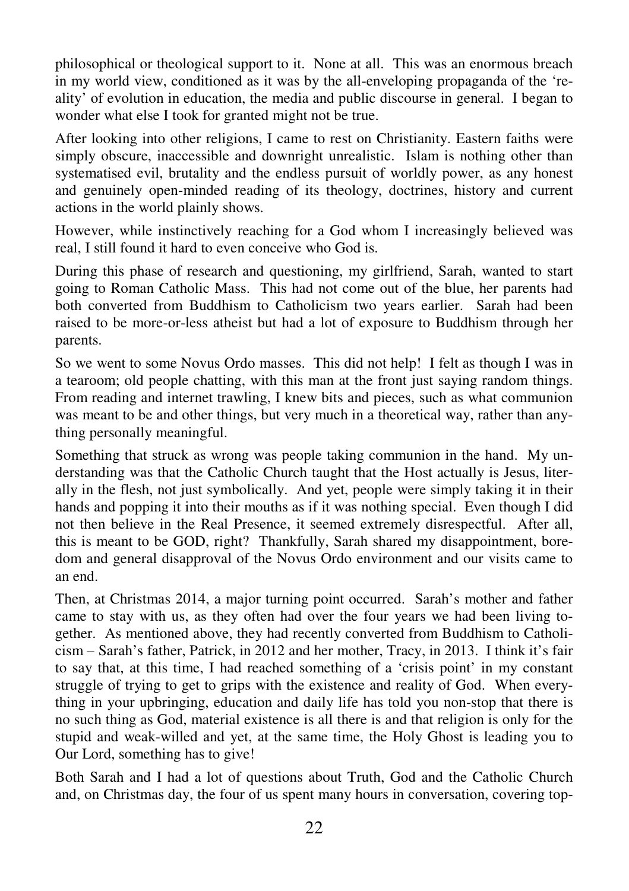philosophical or theological support to it. None at all. This was an enormous breach in my world view, conditioned as it was by the all-enveloping propaganda of the 'reality' of evolution in education, the media and public discourse in general. I began to wonder what else I took for granted might not be true.

After looking into other religions, I came to rest on Christianity. Eastern faiths were simply obscure, inaccessible and downright unrealistic. Islam is nothing other than systematised evil, brutality and the endless pursuit of worldly power, as any honest and genuinely open-minded reading of its theology, doctrines, history and current actions in the world plainly shows.

However, while instinctively reaching for a God whom I increasingly believed was real, I still found it hard to even conceive who God is.

During this phase of research and questioning, my girlfriend, Sarah, wanted to start going to Roman Catholic Mass. This had not come out of the blue, her parents had both converted from Buddhism to Catholicism two years earlier. Sarah had been raised to be more-or-less atheist but had a lot of exposure to Buddhism through her parents.

So we went to some Novus Ordo masses. This did not help! I felt as though I was in a tearoom; old people chatting, with this man at the front just saying random things. From reading and internet trawling, I knew bits and pieces, such as what communion was meant to be and other things, but very much in a theoretical way, rather than anything personally meaningful.

Something that struck as wrong was people taking communion in the hand. My understanding was that the Catholic Church taught that the Host actually is Jesus, literally in the flesh, not just symbolically. And yet, people were simply taking it in their hands and popping it into their mouths as if it was nothing special. Even though I did not then believe in the Real Presence, it seemed extremely disrespectful. After all, this is meant to be GOD, right? Thankfully, Sarah shared my disappointment, boredom and general disapproval of the Novus Ordo environment and our visits came to an end.

Then, at Christmas 2014, a major turning point occurred. Sarah's mother and father came to stay with us, as they often had over the four years we had been living together. As mentioned above, they had recently converted from Buddhism to Catholicism – Sarah's father, Patrick, in 2012 and her mother, Tracy, in 2013. I think it's fair to say that, at this time, I had reached something of a 'crisis point' in my constant struggle of trying to get to grips with the existence and reality of God. When everything in your upbringing, education and daily life has told you non-stop that there is no such thing as God, material existence is all there is and that religion is only for the stupid and weak-willed and yet, at the same time, the Holy Ghost is leading you to Our Lord, something has to give!

Both Sarah and I had a lot of questions about Truth, God and the Catholic Church and, on Christmas day, the four of us spent many hours in conversation, covering top-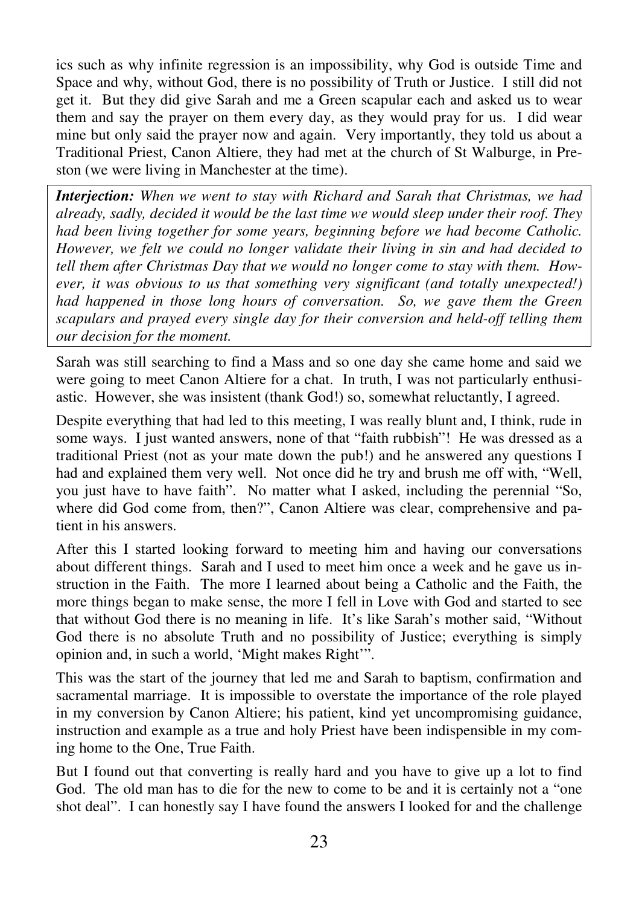ics such as why infinite regression is an impossibility, why God is outside Time and Space and why, without God, there is no possibility of Truth or Justice. I still did not get it. But they did give Sarah and me a Green scapular each and asked us to wear them and say the prayer on them every day, as they would pray for us. I did wear mine but only said the prayer now and again. Very importantly, they told us about a Traditional Priest, Canon Altiere, they had met at the church of St Walburge, in Preston (we were living in Manchester at the time).

> ***Interjection:*** *When we went to stay with Richard and Sarah that Christmas, we had already, sadly, decided it would be the last time we would sleep under their roof. They had been living together for some years, beginning before we had become Catholic. However, we felt we could no longer validate their living in sin and had decided to tell them after Christmas Day that we would no longer come to stay with them. However, it was obvious to us that something very significant (and totally unexpected!) had happened in those long hours of conversation. So, we gave them the Green scapulars and prayed every single day for their conversion and held-off telling them our decision for the moment.*

Sarah was still searching to find a Mass and so one day she came home and said we were going to meet Canon Altiere for a chat. In truth, I was not particularly enthusiastic. However, she was insistent (thank God!) so, somewhat reluctantly, I agreed.

Despite everything that had led to this meeting, I was really blunt and, I think, rude in some ways. I just wanted answers, none of that "faith rubbish"! He was dressed as a traditional Priest (not as your mate down the pub!) and he answered any questions I had and explained them very well. Not once did he try and brush me off with, "Well, you just have to have faith". No matter what I asked, including the perennial "So, where did God come from, then?", Canon Altiere was clear, comprehensive and patient in his answers.

After this I started looking forward to meeting him and having our conversations about different things. Sarah and I used to meet him once a week and he gave us instruction in the Faith. The more I learned about being a Catholic and the Faith, the more things began to make sense, the more I fell in Love with God and started to see that without God there is no meaning in life. It's like Sarah's mother said, "Without God there is no absolute Truth and no possibility of Justice; everything is simply opinion and, in such a world, 'Might makes Right'".

This was the start of the journey that led me and Sarah to baptism, confirmation and sacramental marriage. It is impossible to overstate the importance of the role played in my conversion by Canon Altiere; his patient, kind yet uncompromising guidance, instruction and example as a true and holy Priest have been indispensible in my coming home to the One, True Faith.

But I found out that converting is really hard and you have to give up a lot to find God. The old man has to die for the new to come to be and it is certainly not a "one shot deal". I can honestly say I have found the answers I looked for and the challenge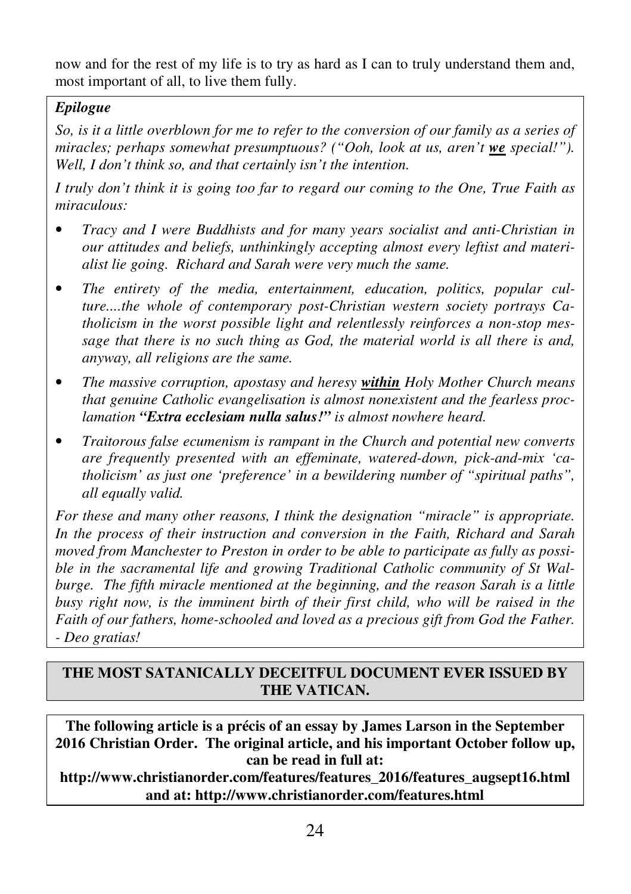now and for the rest of my life is to try as hard as I can to truly understand them and, most important of all, to live them fully.

### *Epilogue*

*So, is it a little overblown for me to refer to the conversion of our family as a series of miracles; perhaps somewhat presumptuous? ("Ooh, look at us, aren't* ***we*** *special!"). Well, I don't think so, and that certainly isn't the intention.*

*I truly don't think it is going too far to regard our coming to the One, True Faith as miraculous:*

- *Tracy and I were Buddhists and for many years socialist and anti-Christian in our attitudes and beliefs, unthinkingly accepting almost every leftist and materialist lie going. Richard and Sarah were very much the same.*
- *The entirety of the media, entertainment, education, politics, popular culture....the whole of contemporary post-Christian western society portrays Catholicism in the worst possible light and relentlessly reinforces a non-stop message that there is no such thing as God, the material world is all there is and, anyway, all religions are the same.*
- *The massive corruption, apostasy and heresy* ***within*** *Holy Mother Church means that genuine Catholic evangelisation is almost nonexistent and the fearless proclamation* ***"Extra ecclesiam nulla salus!"*** *is almost nowhere heard.*
- *Traitorous false ecumenism is rampant in the Church and potential new converts are frequently presented with an effeminate, watered-down, pick-and-mix 'catholicism' as just one 'preference' in a bewildering number of "spiritual paths", all equally valid.*

*For these and many other reasons, I think the designation "miracle" is appropriate. In the process of their instruction and conversion in the Faith, Richard and Sarah moved from Manchester to Preston in order to be able to participate as fully as possible in the sacramental life and growing Traditional Catholic community of St Walburge. The fifth miracle mentioned at the beginning, and the reason Sarah is a little busy right now, is the imminent birth of their first child, who will be raised in the Faith of our fathers, home-schooled and loved as a precious gift from God the Father. - Deo gratias!*

## THE MOST SATANICALLY DECEITFUL DOCUMENT EVER ISSUED BY THE VATICAN.

**The following article is a précis of an essay by James Larson in the September 2016 Christian Order. The original article, and his important October follow up, can be read in full at:**
**http://www.christianorder.com/features/features_2016/features_augsept16.html and at: http://www.christianorder.com/features.html**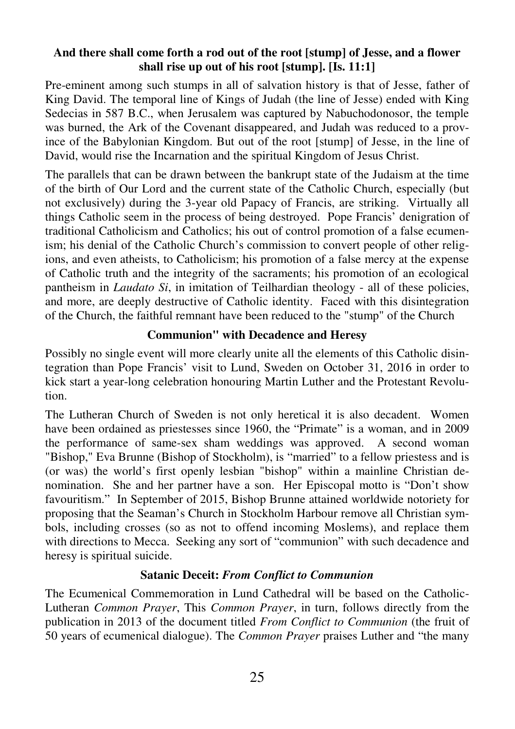**And there shall come forth a rod out of the root [stump] of Jesse, and a flower shall rise up out of his root [stump]. [Is. 11:1]**

Pre-eminent among such stumps in all of salvation history is that of Jesse, father of King David. The temporal line of Kings of Judah (the line of Jesse) ended with King Sedecias in 587 B.C., when Jerusalem was captured by Nabuchodonosor, the temple was burned, the Ark of the Covenant disappeared, and Judah was reduced to a province of the Babylonian Kingdom. But out of the root [stump] of Jesse, in the line of David, would rise the Incarnation and the spiritual Kingdom of Jesus Christ.

The parallels that can be drawn between the bankrupt state of the Judaism at the time of the birth of Our Lord and the current state of the Catholic Church, especially (but not exclusively) during the 3-year old Papacy of Francis, are striking. Virtually all things Catholic seem in the process of being destroyed. Pope Francis' denigration of traditional Catholicism and Catholics; his out of control promotion of a false ecumenism; his denial of the Catholic Church's commission to convert people of other religions, and even atheists, to Catholicism; his promotion of a false mercy at the expense of Catholic truth and the integrity of the sacraments; his promotion of an ecological pantheism in *Laudato Si*, in imitation of Teilhardian theology - all of these policies, and more, are deeply destructive of Catholic identity. Faced with this disintegration of the Church, the faithful remnant have been reduced to the "stump" of the Church

**Communion" with Decadence and Heresy**

Possibly no single event will more clearly unite all the elements of this Catholic disintegration than Pope Francis' visit to Lund, Sweden on October 31, 2016 in order to kick start a year-long celebration honouring Martin Luther and the Protestant Revolution.

The Lutheran Church of Sweden is not only heretical it is also decadent. Women have been ordained as priestesses since 1960, the "Primate" is a woman, and in 2009 the performance of same-sex sham weddings was approved. A second woman "Bishop," Eva Brunne (Bishop of Stockholm), is "married" to a fellow priestess and is (or was) the world's first openly lesbian "bishop" within a mainline Christian denomination. She and her partner have a son. Her Episcopal motto is "Don't show favouritism." In September of 2015, Bishop Brunne attained worldwide notoriety for proposing that the Seaman's Church in Stockholm Harbour remove all Christian symbols, including crosses (so as not to offend incoming Moslems), and replace them with directions to Mecca. Seeking any sort of "communion" with such decadence and heresy is spiritual suicide.

**Satanic Deceit: *From Conflict to Communion***

The Ecumenical Commemoration in Lund Cathedral will be based on the Catholic-Lutheran *Common Prayer*, This *Common Prayer*, in turn, follows directly from the publication in 2013 of the document titled *From Conflict to Communion* (the fruit of 50 years of ecumenical dialogue). The *Common Prayer* praises Luther and "the many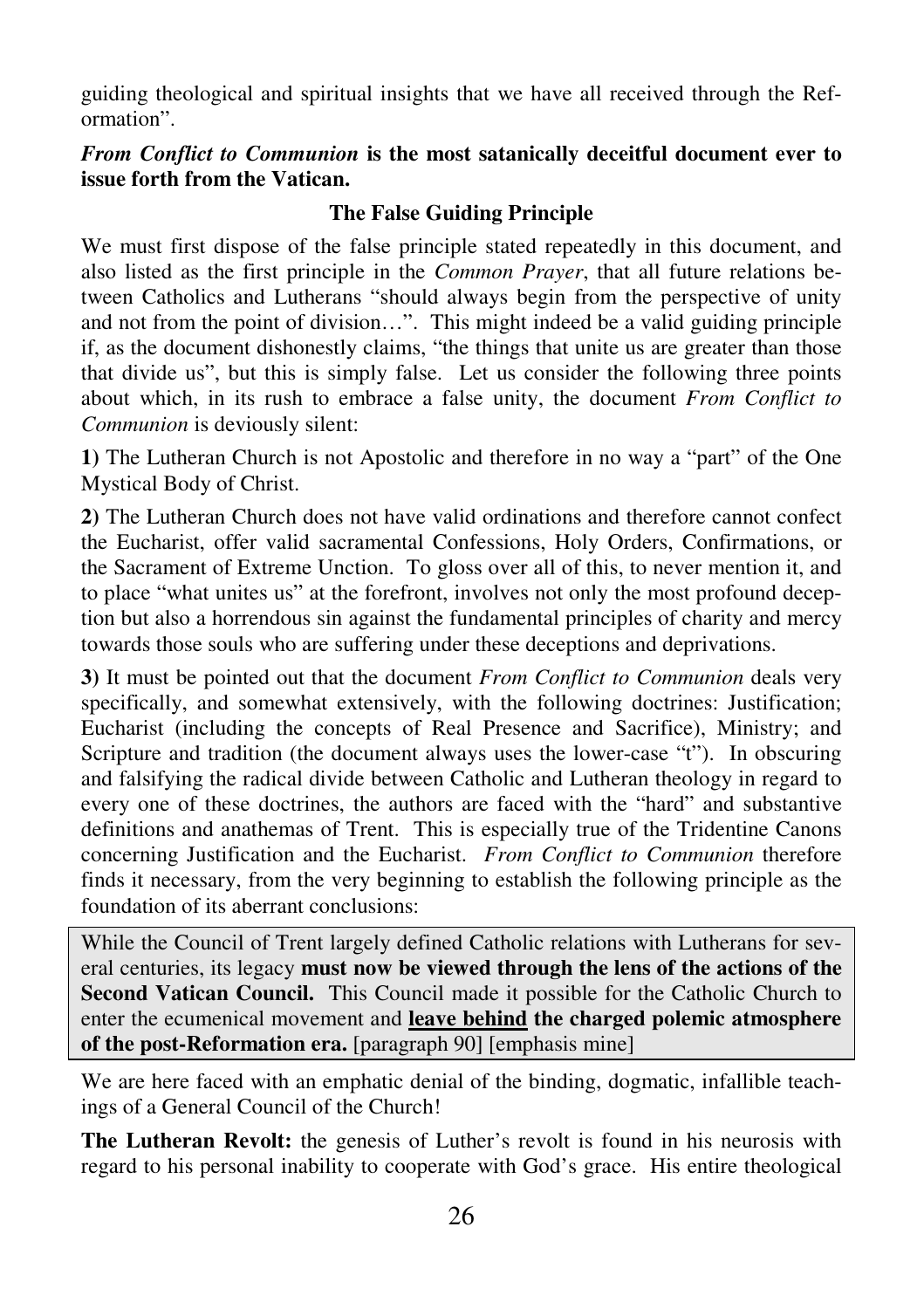guiding theological and spiritual insights that we have all received through the Reformation".

***From Conflict to Communion* is the most satanically deceitful document ever to issue forth from the Vatican.**

### The False Guiding Principle

We must first dispose of the false principle stated repeatedly in this document, and also listed as the first principle in the *Common Prayer*, that all future relations between Catholics and Lutherans "should always begin from the perspective of unity and not from the point of division…". This might indeed be a valid guiding principle if, as the document dishonestly claims, "the things that unite us are greater than those that divide us", but this is simply false. Let us consider the following three points about which, in its rush to embrace a false unity, the document *From Conflict to Communion* is deviously silent:

**1)** The Lutheran Church is not Apostolic and therefore in no way a "part" of the One Mystical Body of Christ.

**2)** The Lutheran Church does not have valid ordinations and therefore cannot confect the Eucharist, offer valid sacramental Confessions, Holy Orders, Confirmations, or the Sacrament of Extreme Unction. To gloss over all of this, to never mention it, and to place "what unites us" at the forefront, involves not only the most profound deception but also a horrendous sin against the fundamental principles of charity and mercy towards those souls who are suffering under these deceptions and deprivations.

**3)** It must be pointed out that the document *From Conflict to Communion* deals very specifically, and somewhat extensively, with the following doctrines: Justification; Eucharist (including the concepts of Real Presence and Sacrifice), Ministry; and Scripture and tradition (the document always uses the lower-case "t"). In obscuring and falsifying the radical divide between Catholic and Lutheran theology in regard to every one of these doctrines, the authors are faced with the "hard" and substantive definitions and anathemas of Trent. This is especially true of the Tridentine Canons concerning Justification and the Eucharist. *From Conflict to Communion* therefore finds it necessary, from the very beginning to establish the following principle as the foundation of its aberrant conclusions:

> While the Council of Trent largely defined Catholic relations with Lutherans for several centuries, its legacy **must now be viewed through the lens of the actions of the Second Vatican Council.** This Council made it possible for the Catholic Church to enter the ecumenical movement and **<u>leave behind</u> the charged polemic atmosphere of the post-Reformation era.** [paragraph 90] [emphasis mine]

We are here faced with an emphatic denial of the binding, dogmatic, infallible teachings of a General Council of the Church!

**The Lutheran Revolt:** the genesis of Luther's revolt is found in his neurosis with regard to his personal inability to cooperate with God's grace. His entire theological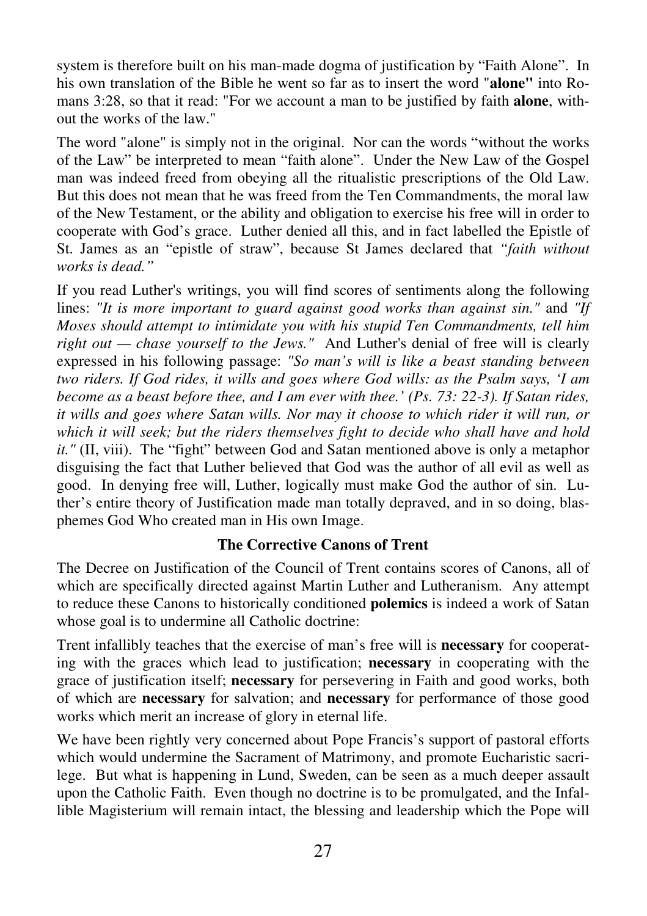system is therefore built on his man-made dogma of justification by "Faith Alone". In his own translation of the Bible he went so far as to insert the word "**alone"** into Romans 3:28, so that it read: "For we account a man to be justified by faith **alone**, without the works of the law."

The word "alone" is simply not in the original. Nor can the words "without the works of the Law" be interpreted to mean "faith alone". Under the New Law of the Gospel man was indeed freed from obeying all the ritualistic prescriptions of the Old Law. But this does not mean that he was freed from the Ten Commandments, the moral law of the New Testament, or the ability and obligation to exercise his free will in order to cooperate with God's grace. Luther denied all this, and in fact labelled the Epistle of St. James as an "epistle of straw", because St James declared that *"faith without works is dead."*

If you read Luther's writings, you will find scores of sentiments along the following lines: *"It is more important to guard against good works than against sin."* and *"If Moses should attempt to intimidate you with his stupid Ten Commandments, tell him right out — chase yourself to the Jews."* And Luther's denial of free will is clearly expressed in his following passage: *"So man's will is like a beast standing between two riders. If God rides, it wills and goes where God wills: as the Psalm says, 'I am become as a beast before thee, and I am ever with thee.' (Ps. 73: 22-3). If Satan rides, it wills and goes where Satan wills. Nor may it choose to which rider it will run, or which it will seek; but the riders themselves fight to decide who shall have and hold it."* (II, viii). The "fight" between God and Satan mentioned above is only a metaphor disguising the fact that Luther believed that God was the author of all evil as well as good. In denying free will, Luther, logically must make God the author of sin. Luther's entire theory of Justification made man totally depraved, and in so doing, blasphemes God Who created man in His own Image.

### The Corrective Canons of Trent

The Decree on Justification of the Council of Trent contains scores of Canons, all of which are specifically directed against Martin Luther and Lutheranism. Any attempt to reduce these Canons to historically conditioned **polemics** is indeed a work of Satan whose goal is to undermine all Catholic doctrine:

Trent infallibly teaches that the exercise of man's free will is **necessary** for cooperating with the graces which lead to justification; **necessary** in cooperating with the grace of justification itself; **necessary** for persevering in Faith and good works, both of which are **necessary** for salvation; and **necessary** for performance of those good works which merit an increase of glory in eternal life.

We have been rightly very concerned about Pope Francis's support of pastoral efforts which would undermine the Sacrament of Matrimony, and promote Eucharistic sacrilege. But what is happening in Lund, Sweden, can be seen as a much deeper assault upon the Catholic Faith. Even though no doctrine is to be promulgated, and the Infallible Magisterium will remain intact, the blessing and leadership which the Pope will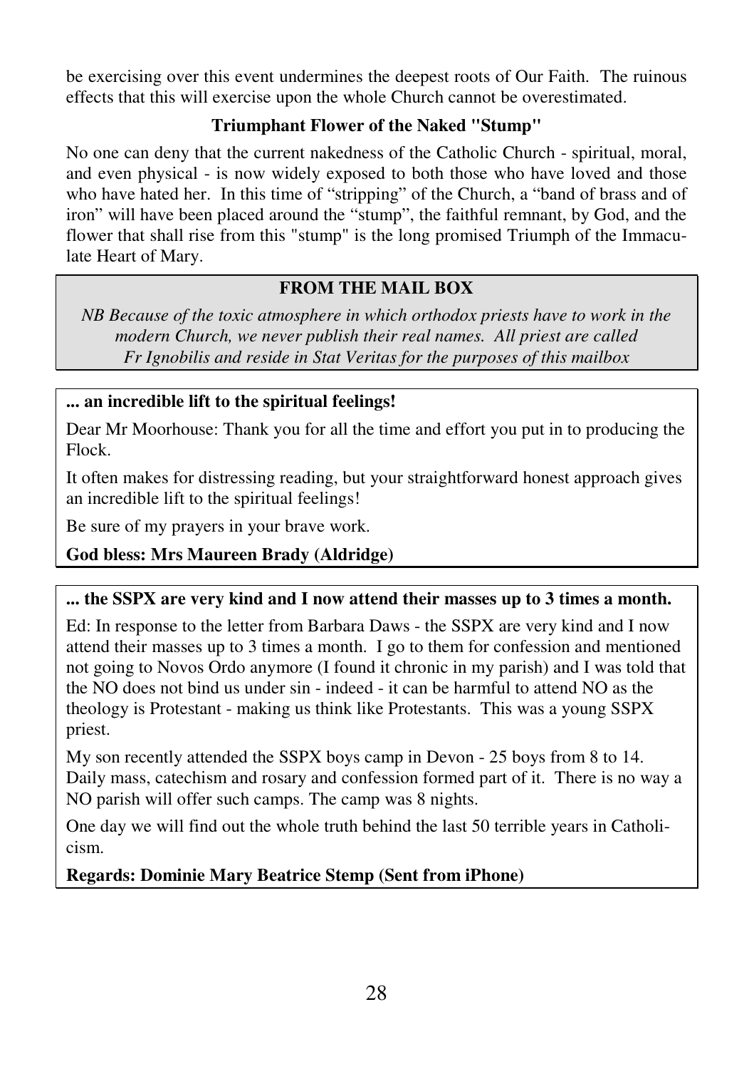be exercising over this event undermines the deepest roots of Our Faith. The ruinous effects that this will exercise upon the whole Church cannot be overestimated.

### Triumphant Flower of the Naked "Stump"

No one can deny that the current nakedness of the Catholic Church - spiritual, moral, and even physical - is now widely exposed to both those who have loved and those who have hated her. In this time of "stripping" of the Church, a "band of brass and of iron" will have been placed around the "stump", the faithful remnant, by God, and the flower that shall rise from this "stump" is the long promised Triumph of the Immaculate Heart of Mary.

## FROM THE MAIL BOX

*NB Because of the toxic atmosphere in which orthodox priests have to work in the modern Church, we never publish their real names. All priest are called Fr Ignobilis and reside in Stat Veritas for the purposes of this mailbox*

**... an incredible lift to the spiritual feelings!**

Dear Mr Moorhouse: Thank you for all the time and effort you put in to producing the Flock.

It often makes for distressing reading, but your straightforward honest approach gives an incredible lift to the spiritual feelings!

Be sure of my prayers in your brave work.

**God bless: Mrs Maureen Brady (Aldridge)**

**... the SSPX are very kind and I now attend their masses up to 3 times a month.**

Ed: In response to the letter from Barbara Daws - the SSPX are very kind and I now attend their masses up to 3 times a month. I go to them for confession and mentioned not going to Novos Ordo anymore (I found it chronic in my parish) and I was told that the NO does not bind us under sin - indeed - it can be harmful to attend NO as the theology is Protestant - making us think like Protestants. This was a young SSPX priest.

My son recently attended the SSPX boys camp in Devon - 25 boys from 8 to 14. Daily mass, catechism and rosary and confession formed part of it. There is no way a NO parish will offer such camps. The camp was 8 nights.

One day we will find out the whole truth behind the last 50 terrible years in Catholicism.

**Regards: Dominie Mary Beatrice Stemp (Sent from iPhone)**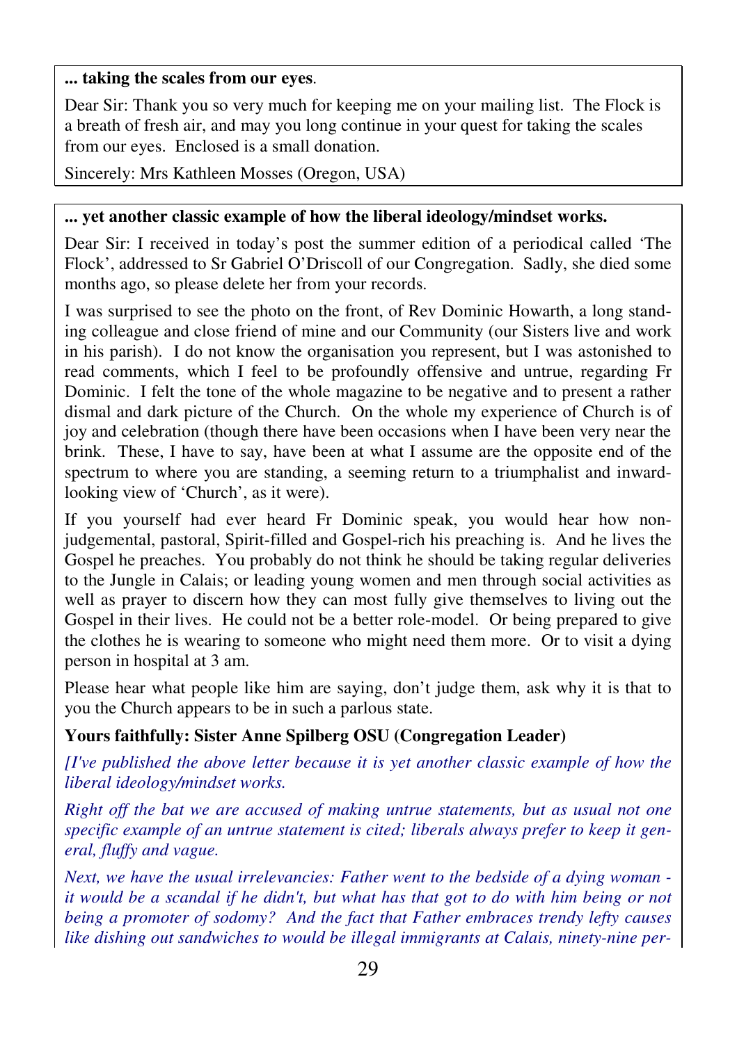**... taking the scales from our eyes**.

Dear Sir: Thank you so very much for keeping me on your mailing list. The Flock is a breath of fresh air, and may you long continue in your quest for taking the scales from our eyes. Enclosed is a small donation.

Sincerely: Mrs Kathleen Mosses (Oregon, USA)

**... yet another classic example of how the liberal ideology/mindset works.**

Dear Sir: I received in today's post the summer edition of a periodical called 'The Flock', addressed to Sr Gabriel O'Driscoll of our Congregation. Sadly, she died some months ago, so please delete her from your records.

I was surprised to see the photo on the front, of Rev Dominic Howarth, a long standing colleague and close friend of mine and our Community (our Sisters live and work in his parish). I do not know the organisation you represent, but I was astonished to read comments, which I feel to be profoundly offensive and untrue, regarding Fr Dominic. I felt the tone of the whole magazine to be negative and to present a rather dismal and dark picture of the Church. On the whole my experience of Church is of joy and celebration (though there have been occasions when I have been very near the brink. These, I have to say, have been at what I assume are the opposite end of the spectrum to where you are standing, a seeming return to a triumphalist and inward-looking view of 'Church', as it were).

If you yourself had ever heard Fr Dominic speak, you would hear how non-judgemental, pastoral, Spirit-filled and Gospel-rich his preaching is. And he lives the Gospel he preaches. You probably do not think he should be taking regular deliveries to the Jungle in Calais; or leading young women and men through social activities as well as prayer to discern how they can most fully give themselves to living out the Gospel in their lives. He could not be a better role-model. Or being prepared to give the clothes he is wearing to someone who might need them more. Or to visit a dying person in hospital at 3 am.

Please hear what people like him are saying, don't judge them, ask why it is that to you the Church appears to be in such a parlous state.

**Yours faithfully: Sister Anne Spilberg OSU (Congregation Leader)**

*[I've published the above letter because it is yet another classic example of how the liberal ideology/mindset works.*

*Right off the bat we are accused of making untrue statements, but as usual not one specific example of an untrue statement is cited; liberals always prefer to keep it general, fluffy and vague.*

*Next, we have the usual irrelevancies: Father went to the bedside of a dying woman - it would be a scandal if he didn't, but what has that got to do with him being or not being a promoter of sodomy? And the fact that Father embraces trendy lefty causes like dishing out sandwiches to would be illegal immigrants at Calais, ninety-nine per-*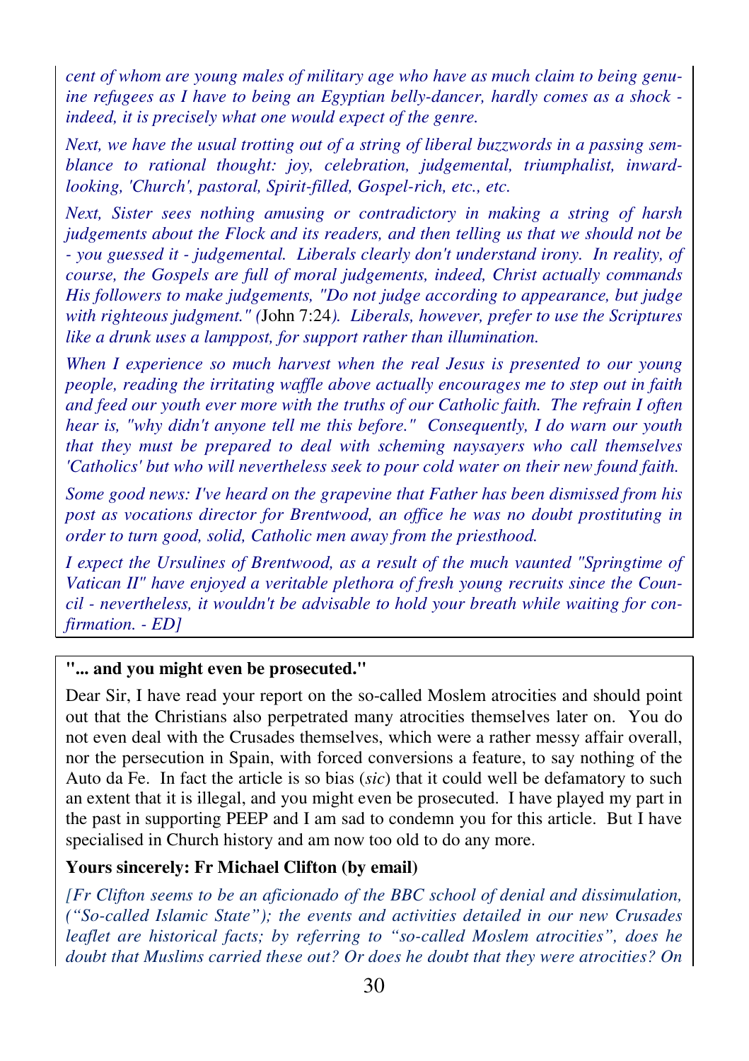*cent of whom are young males of military age who have as much claim to being genuine refugees as I have to being an Egyptian belly-dancer, hardly comes as a shock - indeed, it is precisely what one would expect of the genre.*

*Next, we have the usual trotting out of a string of liberal buzzwords in a passing semblance to rational thought: joy, celebration, judgemental, triumphalist, inward-looking, 'Church', pastoral, Spirit-filled, Gospel-rich, etc., etc.*

*Next, Sister sees nothing amusing or contradictory in making a string of harsh judgements about the Flock and its readers, and then telling us that we should not be - you guessed it - judgemental. Liberals clearly don't understand irony. In reality, of course, the Gospels are full of moral judgements, indeed, Christ actually commands His followers to make judgements, "Do not judge according to appearance, but judge with righteous judgment." (*John 7:24*). Liberals, however, prefer to use the Scriptures like a drunk uses a lamppost, for support rather than illumination.*

*When I experience so much harvest when the real Jesus is presented to our young people, reading the irritating waffle above actually encourages me to step out in faith and feed our youth ever more with the truths of our Catholic faith. The refrain I often hear is, "why didn't anyone tell me this before." Consequently, I do warn our youth that they must be prepared to deal with scheming naysayers who call themselves 'Catholics' but who will nevertheless seek to pour cold water on their new found faith.*

*Some good news: I've heard on the grapevine that Father has been dismissed from his post as vocations director for Brentwood, an office he was no doubt prostituting in order to turn good, solid, Catholic men away from the priesthood.*

*I expect the Ursulines of Brentwood, as a result of the much vaunted "Springtime of Vatican II" have enjoyed a veritable plethora of fresh young recruits since the Council - nevertheless, it wouldn't be advisable to hold your breath while waiting for confirmation. - ED]*

**"... and you might even be prosecuted."**

Dear Sir, I have read your report on the so-called Moslem atrocities and should point out that the Christians also perpetrated many atrocities themselves later on. You do not even deal with the Crusades themselves, which were a rather messy affair overall, nor the persecution in Spain, with forced conversions a feature, to say nothing of the Auto da Fe. In fact the article is so bias (*sic*) that it could well be defamatory to such an extent that it is illegal, and you might even be prosecuted. I have played my part in the past in supporting PEEP and I am sad to condemn you for this article. But I have specialised in Church history and am now too old to do any more.

**Yours sincerely: Fr Michael Clifton (by email)**

*[Fr Clifton seems to be an aficionado of the BBC school of denial and dissimulation, ("So-called Islamic State"); the events and activities detailed in our new Crusades leaflet are historical facts; by referring to "so-called Moslem atrocities", does he doubt that Muslims carried these out? Or does he doubt that they were atrocities? On*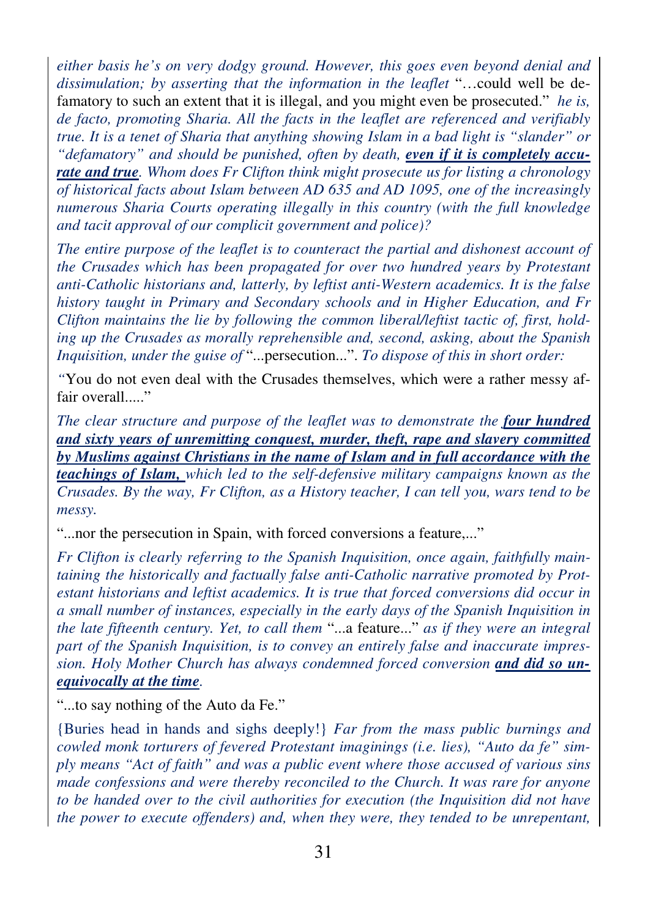*either basis he's on very dodgy ground. However, this goes even beyond denial and dissimulation; by asserting that the information in the leaflet* "…could well be defamatory to such an extent that it is illegal, and you might even be prosecuted." *he is, de facto, promoting Sharia. All the facts in the leaflet are referenced and verifiably true. It is a tenet of Sharia that anything showing Islam in a bad light is "slander" or "defamatory" and should be punished, often by death,* ***even if it is completely accurate and true****. Whom does Fr Clifton think might prosecute us for listing a chronology of historical facts about Islam between AD 635 and AD 1095, one of the increasingly numerous Sharia Courts operating illegally in this country (with the full knowledge and tacit approval of our complicit government and police)?*

*The entire purpose of the leaflet is to counteract the partial and dishonest account of the Crusades which has been propagated for over two hundred years by Protestant anti-Catholic historians and, latterly, by leftist anti-Western academics. It is the false history taught in Primary and Secondary schools and in Higher Education, and Fr Clifton maintains the lie by following the common liberal/leftist tactic of, first, holding up the Crusades as morally reprehensible and, second, asking, about the Spanish Inquisition, under the guise of* "...persecution...". *To dispose of this in short order:*

*"*You do not even deal with the Crusades themselves, which were a rather messy affair overall....."

*The clear structure and purpose of the leaflet was to demonstrate the* ***four hundred and sixty years of unremitting conquest, murder, theft, rape and slavery committed by Muslims against Christians in the name of Islam and in full accordance with the teachings of Islam,*** *which led to the self-defensive military campaigns known as the Crusades. By the way, Fr Clifton, as a History teacher, I can tell you, wars tend to be messy.*

"...nor the persecution in Spain, with forced conversions a feature,..."

*Fr Clifton is clearly referring to the Spanish Inquisition, once again, faithfully maintaining the historically and factually false anti-Catholic narrative promoted by Protestant historians and leftist academics. It is true that forced conversions did occur in a small number of instances, especially in the early days of the Spanish Inquisition in the late fifteenth century. Yet, to call them* "...a feature..." *as if they were an integral part of the Spanish Inquisition, is to convey an entirely false and inaccurate impression. Holy Mother Church has always condemned forced conversion* ***and did so unequivocally at the time****.*

"...to say nothing of the Auto da Fe."

{Buries head in hands and sighs deeply!} *Far from the mass public burnings and cowled monk torturers of fevered Protestant imaginings (i.e. lies), "Auto da fe" simply means "Act of faith" and was a public event where those accused of various sins made confessions and were thereby reconciled to the Church. It was rare for anyone to be handed over to the civil authorities for execution (the Inquisition did not have the power to execute offenders) and, when they were, they tended to be unrepentant,*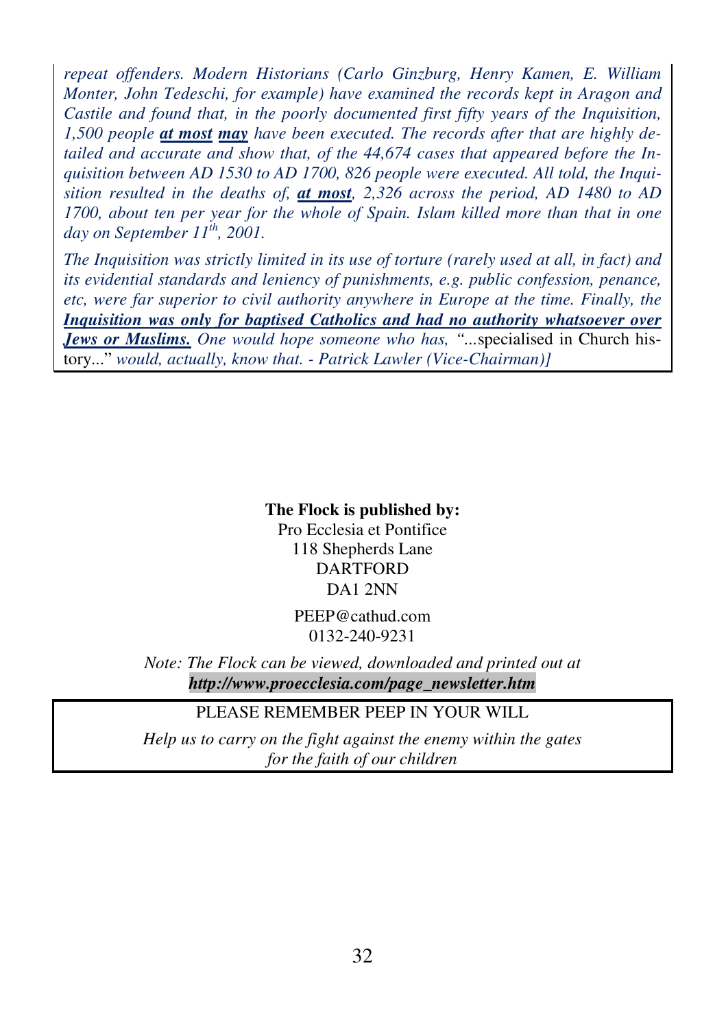*repeat offenders. Modern Historians (Carlo Ginzburg, Henry Kamen, E. William Monter, John Tedeschi, for example) have examined the records kept in Aragon and Castile and found that, in the poorly documented first fifty years of the Inquisition, 1,500 people* ***at most*** ***may*** *have been executed. The records after that are highly detailed and accurate and show that, of the 44,674 cases that appeared before the Inquisition between AD 1530 to AD 1700, 826 people were executed. All told, the Inquisition resulted in the deaths of,* ***at most****, 2,326 across the period, AD 1480 to AD 1700, about ten per year for the whole of Spain. Islam killed more than that in one day on September 11th, 2001.*

*The Inquisition was strictly limited in its use of torture (rarely used at all, in fact) and its evidential standards and leniency of punishments, e.g. public confession, penance, etc, were far superior to civil authority anywhere in Europe at the time. Finally, the* ***Inquisition was only for baptised Catholics and had no authority whatsoever over Jews or Muslims.*** *One would hope someone who has, "*...specialised in Church history..." *would, actually, know that. - Patrick Lawler (Vice-Chairman)]*

**The Flock is published by:**
Pro Ecclesia et Pontifice
118 Shepherds Lane
DARTFORD
DA1 2NN

PEEP@cathud.com
0132-240-9231

*Note: The Flock can be viewed, downloaded and printed out at* ***http://www.proecclesia.com/page_newsletter.htm***

PLEASE REMEMBER PEEP IN YOUR WILL

*Help us to carry on the fight against the enemy within the gates for the faith of our children*